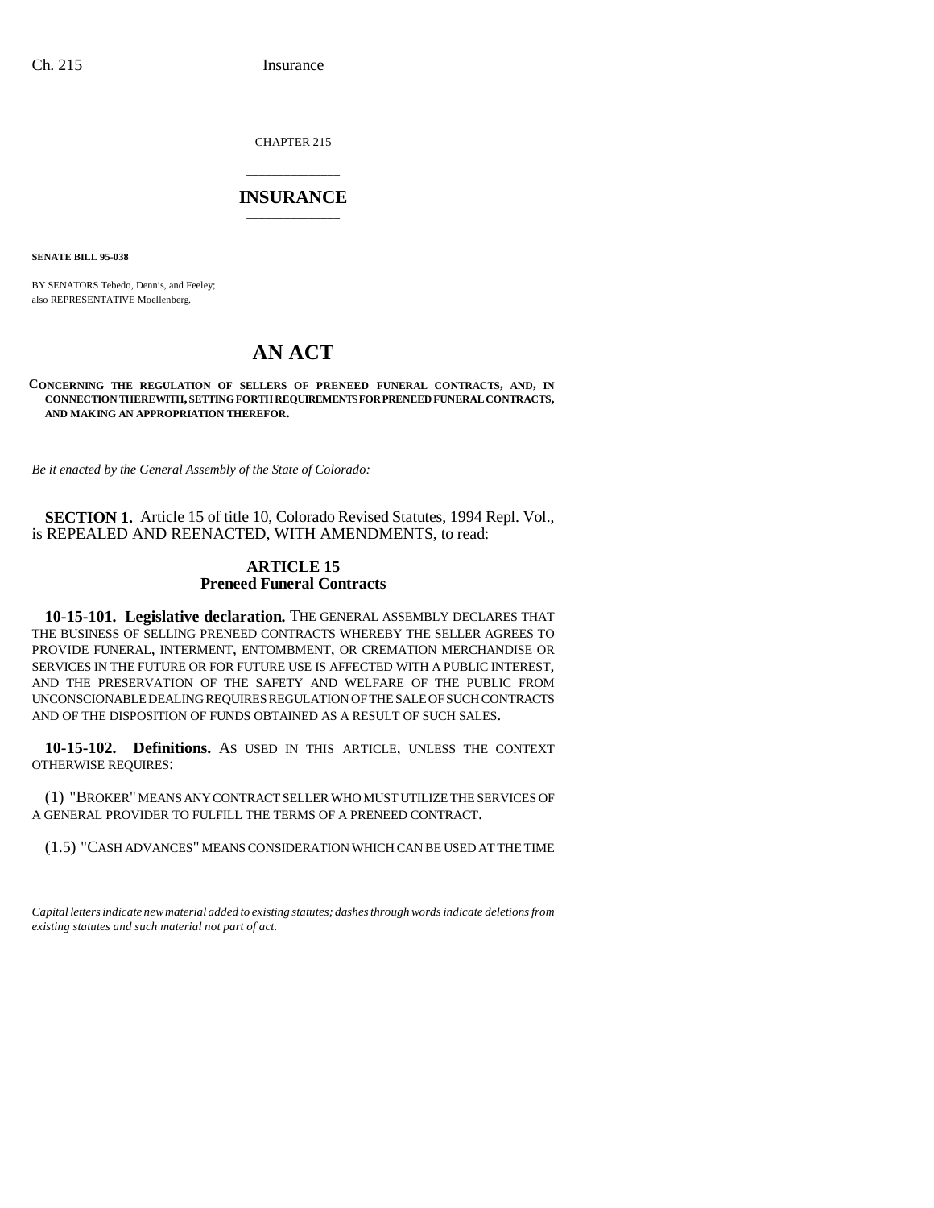CHAPTER 215

# INSURANCE

**SENATE BILL 95-038**

BY SENATORS Tebedo, Dennis, and Feeley;
also REPRESENTATIVE Moellenberg.

# AN ACT

**CONCERNING THE REGULATION OF SELLERS OF PRENEED FUNERAL CONTRACTS, AND, IN CONNECTION THEREWITH, SETTING FORTH REQUIREMENTS FOR PRENEED FUNERAL CONTRACTS, AND MAKING AN APPROPRIATION THEREFOR.**

*Be it enacted by the General Assembly of the State of Colorado:*

**SECTION 1.** Article 15 of title 10, Colorado Revised Statutes, 1994 Repl. Vol., is REPEALED AND REENACTED, WITH AMENDMENTS, to read:

## ARTICLE 15
## Preneed Funeral Contracts

**10-15-101. Legislative declaration.** THE GENERAL ASSEMBLY DECLARES THAT THE BUSINESS OF SELLING PRENEED CONTRACTS WHEREBY THE SELLER AGREES TO PROVIDE FUNERAL, INTERMENT, ENTOMBMENT, OR CREMATION MERCHANDISE OR SERVICES IN THE FUTURE OR FOR FUTURE USE IS AFFECTED WITH A PUBLIC INTEREST, AND THE PRESERVATION OF THE SAFETY AND WELFARE OF THE PUBLIC FROM UNCONSCIONABLE DEALING REQUIRES REGULATION OF THE SALE OF SUCH CONTRACTS AND OF THE DISPOSITION OF FUNDS OBTAINED AS A RESULT OF SUCH SALES.

**10-15-102. Definitions.** AS USED IN THIS ARTICLE, UNLESS THE CONTEXT OTHERWISE REQUIRES:

(1) "BROKER" MEANS ANY CONTRACT SELLER WHO MUST UTILIZE THE SERVICES OF A GENERAL PROVIDER TO FULFILL THE TERMS OF A PRENEED CONTRACT.

(1.5) "CASH ADVANCES" MEANS CONSIDERATION WHICH CAN BE USED AT THE TIME

*Capital letters indicate new material added to existing statutes; dashes through words indicate deletions from existing statutes and such material not part of act.*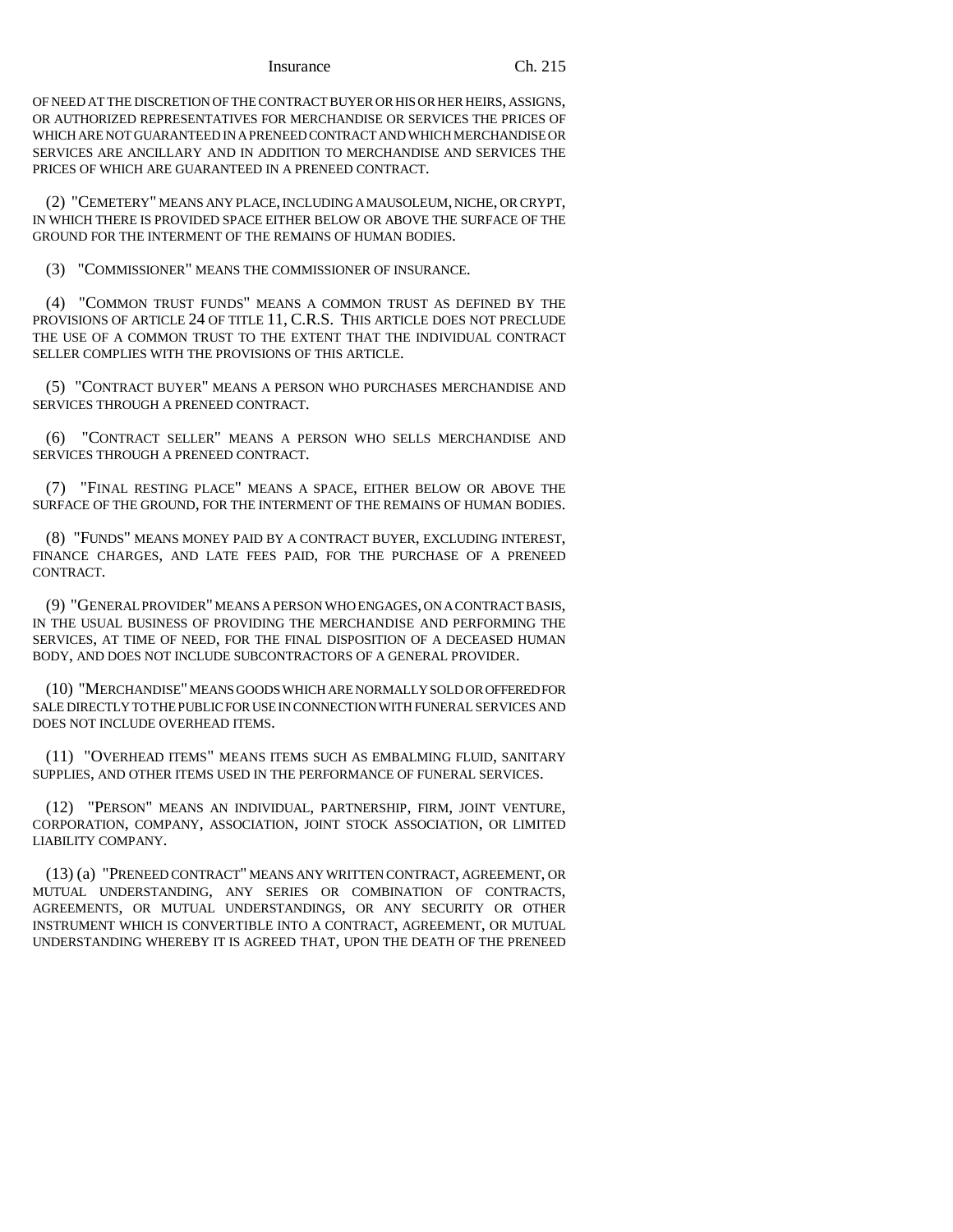OF NEED AT THE DISCRETION OF THE CONTRACT BUYER OR HIS OR HER HEIRS, ASSIGNS, OR AUTHORIZED REPRESENTATIVES FOR MERCHANDISE OR SERVICES THE PRICES OF WHICH ARE NOT GUARANTEED IN A PRENEED CONTRACT AND WHICH MERCHANDISE OR SERVICES ARE ANCILLARY AND IN ADDITION TO MERCHANDISE AND SERVICES THE PRICES OF WHICH ARE GUARANTEED IN A PRENEED CONTRACT.

(2) "CEMETERY" MEANS ANY PLACE, INCLUDING A MAUSOLEUM, NICHE, OR CRYPT, IN WHICH THERE IS PROVIDED SPACE EITHER BELOW OR ABOVE THE SURFACE OF THE GROUND FOR THE INTERMENT OF THE REMAINS OF HUMAN BODIES.

(3) "COMMISSIONER" MEANS THE COMMISSIONER OF INSURANCE.

(4) "COMMON TRUST FUNDS" MEANS A COMMON TRUST AS DEFINED BY THE PROVISIONS OF ARTICLE 24 OF TITLE 11, C.R.S. THIS ARTICLE DOES NOT PRECLUDE THE USE OF A COMMON TRUST TO THE EXTENT THAT THE INDIVIDUAL CONTRACT SELLER COMPLIES WITH THE PROVISIONS OF THIS ARTICLE.

(5) "CONTRACT BUYER" MEANS A PERSON WHO PURCHASES MERCHANDISE AND SERVICES THROUGH A PRENEED CONTRACT.

(6) "CONTRACT SELLER" MEANS A PERSON WHO SELLS MERCHANDISE AND SERVICES THROUGH A PRENEED CONTRACT.

(7) "FINAL RESTING PLACE" MEANS A SPACE, EITHER BELOW OR ABOVE THE SURFACE OF THE GROUND, FOR THE INTERMENT OF THE REMAINS OF HUMAN BODIES.

(8) "FUNDS" MEANS MONEY PAID BY A CONTRACT BUYER, EXCLUDING INTEREST, FINANCE CHARGES, AND LATE FEES PAID, FOR THE PURCHASE OF A PRENEED CONTRACT.

(9) "GENERAL PROVIDER" MEANS A PERSON WHO ENGAGES, ON A CONTRACT BASIS, IN THE USUAL BUSINESS OF PROVIDING THE MERCHANDISE AND PERFORMING THE SERVICES, AT TIME OF NEED, FOR THE FINAL DISPOSITION OF A DECEASED HUMAN BODY, AND DOES NOT INCLUDE SUBCONTRACTORS OF A GENERAL PROVIDER.

(10) "MERCHANDISE" MEANS GOODS WHICH ARE NORMALLY SOLD OR OFFERED FOR SALE DIRECTLY TO THE PUBLIC FOR USE IN CONNECTION WITH FUNERAL SERVICES AND DOES NOT INCLUDE OVERHEAD ITEMS.

(11) "OVERHEAD ITEMS" MEANS ITEMS SUCH AS EMBALMING FLUID, SANITARY SUPPLIES, AND OTHER ITEMS USED IN THE PERFORMANCE OF FUNERAL SERVICES.

(12) "PERSON" MEANS AN INDIVIDUAL, PARTNERSHIP, FIRM, JOINT VENTURE, CORPORATION, COMPANY, ASSOCIATION, JOINT STOCK ASSOCIATION, OR LIMITED LIABILITY COMPANY.

(13) (a) "PRENEED CONTRACT" MEANS ANY WRITTEN CONTRACT, AGREEMENT, OR MUTUAL UNDERSTANDING, ANY SERIES OR COMBINATION OF CONTRACTS, AGREEMENTS, OR MUTUAL UNDERSTANDINGS, OR ANY SECURITY OR OTHER INSTRUMENT WHICH IS CONVERTIBLE INTO A CONTRACT, AGREEMENT, OR MUTUAL UNDERSTANDING WHEREBY IT IS AGREED THAT, UPON THE DEATH OF THE PRENEED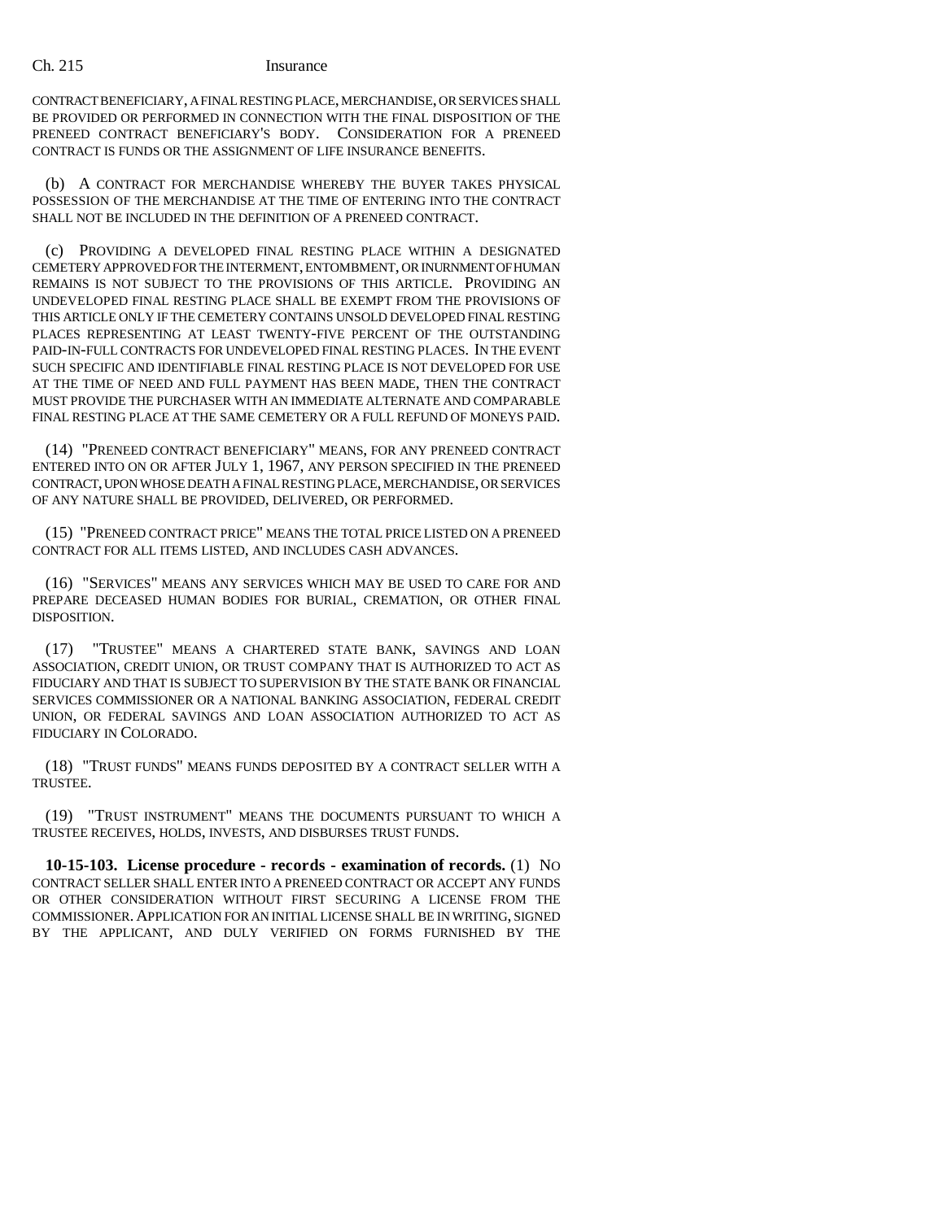CONTRACT BENEFICIARY, A FINAL RESTING PLACE, MERCHANDISE, OR SERVICES SHALL BE PROVIDED OR PERFORMED IN CONNECTION WITH THE FINAL DISPOSITION OF THE PRENEED CONTRACT BENEFICIARY'S BODY. CONSIDERATION FOR A PRENEED CONTRACT IS FUNDS OR THE ASSIGNMENT OF LIFE INSURANCE BENEFITS.

(b) A CONTRACT FOR MERCHANDISE WHEREBY THE BUYER TAKES PHYSICAL POSSESSION OF THE MERCHANDISE AT THE TIME OF ENTERING INTO THE CONTRACT SHALL NOT BE INCLUDED IN THE DEFINITION OF A PRENEED CONTRACT.

(c) PROVIDING A DEVELOPED FINAL RESTING PLACE WITHIN A DESIGNATED CEMETERY APPROVED FOR THE INTERMENT, ENTOMBMENT, OR INURNMENT OF HUMAN REMAINS IS NOT SUBJECT TO THE PROVISIONS OF THIS ARTICLE. PROVIDING AN UNDEVELOPED FINAL RESTING PLACE SHALL BE EXEMPT FROM THE PROVISIONS OF THIS ARTICLE ONLY IF THE CEMETERY CONTAINS UNSOLD DEVELOPED FINAL RESTING PLACES REPRESENTING AT LEAST TWENTY-FIVE PERCENT OF THE OUTSTANDING PAID-IN-FULL CONTRACTS FOR UNDEVELOPED FINAL RESTING PLACES. IN THE EVENT SUCH SPECIFIC AND IDENTIFIABLE FINAL RESTING PLACE IS NOT DEVELOPED FOR USE AT THE TIME OF NEED AND FULL PAYMENT HAS BEEN MADE, THEN THE CONTRACT MUST PROVIDE THE PURCHASER WITH AN IMMEDIATE ALTERNATE AND COMPARABLE FINAL RESTING PLACE AT THE SAME CEMETERY OR A FULL REFUND OF MONEYS PAID.

(14) "PRENEED CONTRACT BENEFICIARY" MEANS, FOR ANY PRENEED CONTRACT ENTERED INTO ON OR AFTER JULY 1, 1967, ANY PERSON SPECIFIED IN THE PRENEED CONTRACT, UPON WHOSE DEATH A FINAL RESTING PLACE, MERCHANDISE, OR SERVICES OF ANY NATURE SHALL BE PROVIDED, DELIVERED, OR PERFORMED.

(15) "PRENEED CONTRACT PRICE" MEANS THE TOTAL PRICE LISTED ON A PRENEED CONTRACT FOR ALL ITEMS LISTED, AND INCLUDES CASH ADVANCES.

(16) "SERVICES" MEANS ANY SERVICES WHICH MAY BE USED TO CARE FOR AND PREPARE DECEASED HUMAN BODIES FOR BURIAL, CREMATION, OR OTHER FINAL DISPOSITION.

(17) "TRUSTEE" MEANS A CHARTERED STATE BANK, SAVINGS AND LOAN ASSOCIATION, CREDIT UNION, OR TRUST COMPANY THAT IS AUTHORIZED TO ACT AS FIDUCIARY AND THAT IS SUBJECT TO SUPERVISION BY THE STATE BANK OR FINANCIAL SERVICES COMMISSIONER OR A NATIONAL BANKING ASSOCIATION, FEDERAL CREDIT UNION, OR FEDERAL SAVINGS AND LOAN ASSOCIATION AUTHORIZED TO ACT AS FIDUCIARY IN COLORADO.

(18) "TRUST FUNDS" MEANS FUNDS DEPOSITED BY A CONTRACT SELLER WITH A TRUSTEE.

(19) "TRUST INSTRUMENT" MEANS THE DOCUMENTS PURSUANT TO WHICH A TRUSTEE RECEIVES, HOLDS, INVESTS, AND DISBURSES TRUST FUNDS.

**10-15-103. License procedure - records - examination of records.** (1) NO CONTRACT SELLER SHALL ENTER INTO A PRENEED CONTRACT OR ACCEPT ANY FUNDS OR OTHER CONSIDERATION WITHOUT FIRST SECURING A LICENSE FROM THE COMMISSIONER. APPLICATION FOR AN INITIAL LICENSE SHALL BE IN WRITING, SIGNED BY THE APPLICANT, AND DULY VERIFIED ON FORMS FURNISHED BY THE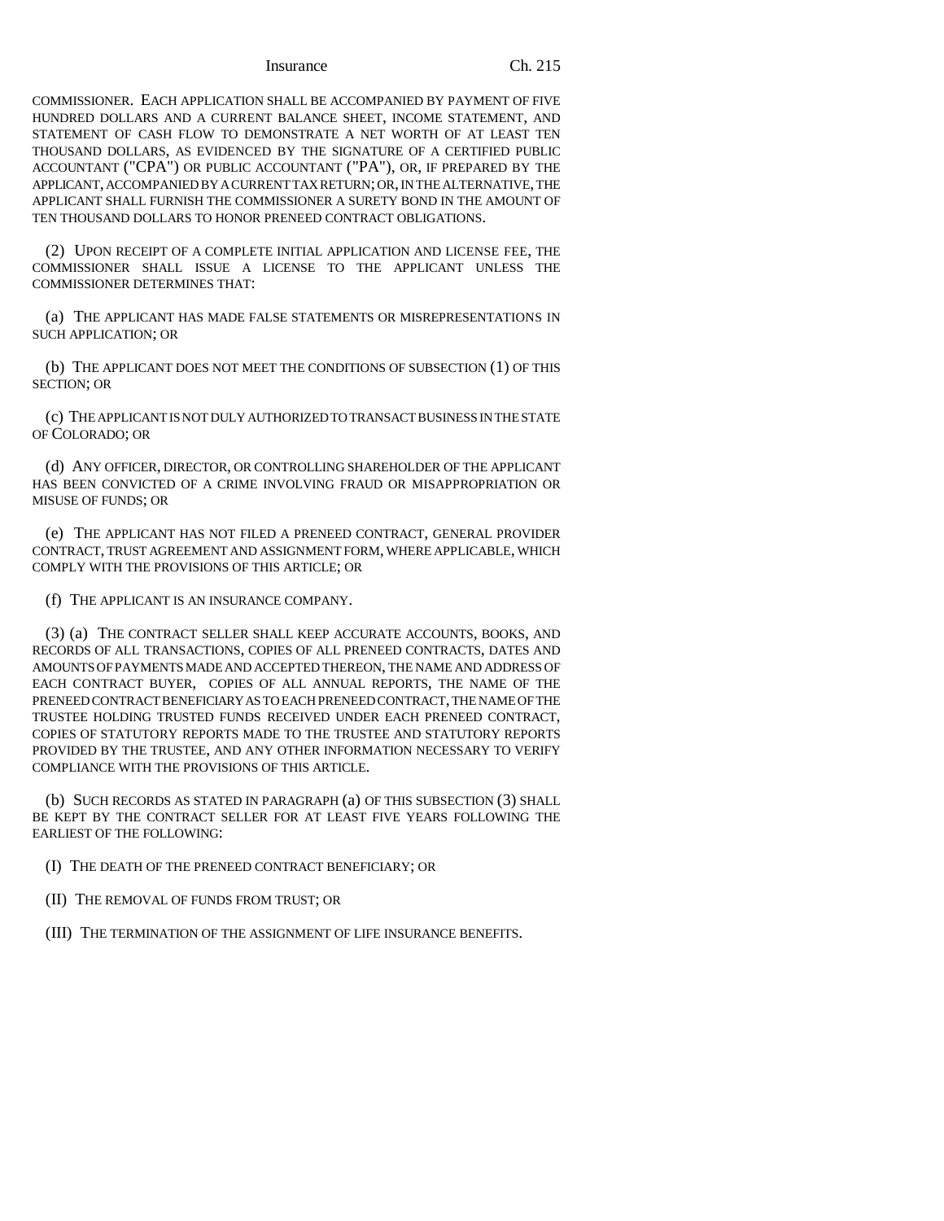COMMISSIONER. EACH APPLICATION SHALL BE ACCOMPANIED BY PAYMENT OF FIVE HUNDRED DOLLARS AND A CURRENT BALANCE SHEET, INCOME STATEMENT, AND STATEMENT OF CASH FLOW TO DEMONSTRATE A NET WORTH OF AT LEAST TEN THOUSAND DOLLARS, AS EVIDENCED BY THE SIGNATURE OF A CERTIFIED PUBLIC ACCOUNTANT ("CPA") OR PUBLIC ACCOUNTANT ("PA"), OR, IF PREPARED BY THE APPLICANT, ACCOMPANIED BY A CURRENT TAX RETURN; OR, IN THE ALTERNATIVE, THE APPLICANT SHALL FURNISH THE COMMISSIONER A SURETY BOND IN THE AMOUNT OF TEN THOUSAND DOLLARS TO HONOR PRENEED CONTRACT OBLIGATIONS.

(2) UPON RECEIPT OF A COMPLETE INITIAL APPLICATION AND LICENSE FEE, THE COMMISSIONER SHALL ISSUE A LICENSE TO THE APPLICANT UNLESS THE COMMISSIONER DETERMINES THAT:

(a) THE APPLICANT HAS MADE FALSE STATEMENTS OR MISREPRESENTATIONS IN SUCH APPLICATION; OR

(b) THE APPLICANT DOES NOT MEET THE CONDITIONS OF SUBSECTION (1) OF THIS SECTION; OR

(c) THE APPLICANT IS NOT DULY AUTHORIZED TO TRANSACT BUSINESS IN THE STATE OF COLORADO; OR

(d) ANY OFFICER, DIRECTOR, OR CONTROLLING SHAREHOLDER OF THE APPLICANT HAS BEEN CONVICTED OF A CRIME INVOLVING FRAUD OR MISAPPROPRIATION OR MISUSE OF FUNDS; OR

(e) THE APPLICANT HAS NOT FILED A PRENEED CONTRACT, GENERAL PROVIDER CONTRACT, TRUST AGREEMENT AND ASSIGNMENT FORM, WHERE APPLICABLE, WHICH COMPLY WITH THE PROVISIONS OF THIS ARTICLE; OR

(f) THE APPLICANT IS AN INSURANCE COMPANY.

(3) (a) THE CONTRACT SELLER SHALL KEEP ACCURATE ACCOUNTS, BOOKS, AND RECORDS OF ALL TRANSACTIONS, COPIES OF ALL PRENEED CONTRACTS, DATES AND AMOUNTS OF PAYMENTS MADE AND ACCEPTED THEREON, THE NAME AND ADDRESS OF EACH CONTRACT BUYER, COPIES OF ALL ANNUAL REPORTS, THE NAME OF THE PRENEED CONTRACT BENEFICIARY AS TO EACH PRENEED CONTRACT, THE NAME OF THE TRUSTEE HOLDING TRUSTED FUNDS RECEIVED UNDER EACH PRENEED CONTRACT, COPIES OF STATUTORY REPORTS MADE TO THE TRUSTEE AND STATUTORY REPORTS PROVIDED BY THE TRUSTEE, AND ANY OTHER INFORMATION NECESSARY TO VERIFY COMPLIANCE WITH THE PROVISIONS OF THIS ARTICLE.

(b) SUCH RECORDS AS STATED IN PARAGRAPH (a) OF THIS SUBSECTION (3) SHALL BE KEPT BY THE CONTRACT SELLER FOR AT LEAST FIVE YEARS FOLLOWING THE EARLIEST OF THE FOLLOWING:

(I) THE DEATH OF THE PRENEED CONTRACT BENEFICIARY; OR

(II) THE REMOVAL OF FUNDS FROM TRUST; OR

(III) THE TERMINATION OF THE ASSIGNMENT OF LIFE INSURANCE BENEFITS.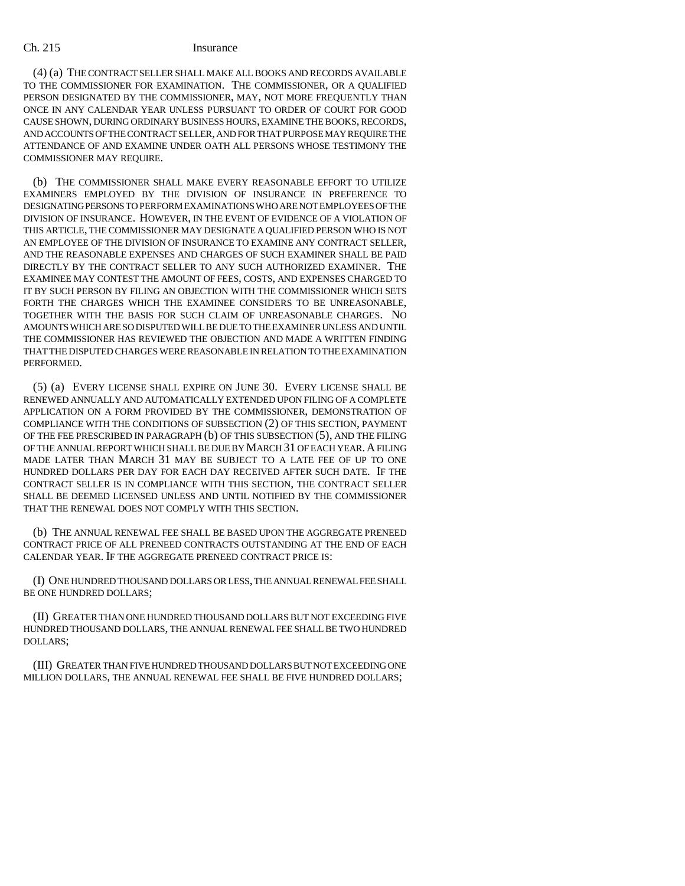(4) (a) THE CONTRACT SELLER SHALL MAKE ALL BOOKS AND RECORDS AVAILABLE TO THE COMMISSIONER FOR EXAMINATION. THE COMMISSIONER, OR A QUALIFIED PERSON DESIGNATED BY THE COMMISSIONER, MAY, NOT MORE FREQUENTLY THAN ONCE IN ANY CALENDAR YEAR UNLESS PURSUANT TO ORDER OF COURT FOR GOOD CAUSE SHOWN, DURING ORDINARY BUSINESS HOURS, EXAMINE THE BOOKS, RECORDS, AND ACCOUNTS OF THE CONTRACT SELLER, AND FOR THAT PURPOSE MAY REQUIRE THE ATTENDANCE OF AND EXAMINE UNDER OATH ALL PERSONS WHOSE TESTIMONY THE COMMISSIONER MAY REQUIRE.

(b) THE COMMISSIONER SHALL MAKE EVERY REASONABLE EFFORT TO UTILIZE EXAMINERS EMPLOYED BY THE DIVISION OF INSURANCE IN PREFERENCE TO DESIGNATING PERSONS TO PERFORM EXAMINATIONS WHO ARE NOT EMPLOYEES OF THE DIVISION OF INSURANCE. HOWEVER, IN THE EVENT OF EVIDENCE OF A VIOLATION OF THIS ARTICLE, THE COMMISSIONER MAY DESIGNATE A QUALIFIED PERSON WHO IS NOT AN EMPLOYEE OF THE DIVISION OF INSURANCE TO EXAMINE ANY CONTRACT SELLER, AND THE REASONABLE EXPENSES AND CHARGES OF SUCH EXAMINER SHALL BE PAID DIRECTLY BY THE CONTRACT SELLER TO ANY SUCH AUTHORIZED EXAMINER. THE EXAMINEE MAY CONTEST THE AMOUNT OF FEES, COSTS, AND EXPENSES CHARGED TO IT BY SUCH PERSON BY FILING AN OBJECTION WITH THE COMMISSIONER WHICH SETS FORTH THE CHARGES WHICH THE EXAMINEE CONSIDERS TO BE UNREASONABLE, TOGETHER WITH THE BASIS FOR SUCH CLAIM OF UNREASONABLE CHARGES. NO AMOUNTS WHICH ARE SO DISPUTED WILL BE DUE TO THE EXAMINER UNLESS AND UNTIL THE COMMISSIONER HAS REVIEWED THE OBJECTION AND MADE A WRITTEN FINDING THAT THE DISPUTED CHARGES WERE REASONABLE IN RELATION TO THE EXAMINATION PERFORMED.

(5) (a) EVERY LICENSE SHALL EXPIRE ON JUNE 30. EVERY LICENSE SHALL BE RENEWED ANNUALLY AND AUTOMATICALLY EXTENDED UPON FILING OF A COMPLETE APPLICATION ON A FORM PROVIDED BY THE COMMISSIONER, DEMONSTRATION OF COMPLIANCE WITH THE CONDITIONS OF SUBSECTION (2) OF THIS SECTION, PAYMENT OF THE FEE PRESCRIBED IN PARAGRAPH (b) OF THIS SUBSECTION (5), AND THE FILING OF THE ANNUAL REPORT WHICH SHALL BE DUE BY MARCH 31 OF EACH YEAR. A FILING MADE LATER THAN MARCH 31 MAY BE SUBJECT TO A LATE FEE OF UP TO ONE HUNDRED DOLLARS PER DAY FOR EACH DAY RECEIVED AFTER SUCH DATE. IF THE CONTRACT SELLER IS IN COMPLIANCE WITH THIS SECTION, THE CONTRACT SELLER SHALL BE DEEMED LICENSED UNLESS AND UNTIL NOTIFIED BY THE COMMISSIONER THAT THE RENEWAL DOES NOT COMPLY WITH THIS SECTION.

(b) THE ANNUAL RENEWAL FEE SHALL BE BASED UPON THE AGGREGATE PRENEED CONTRACT PRICE OF ALL PRENEED CONTRACTS OUTSTANDING AT THE END OF EACH CALENDAR YEAR. IF THE AGGREGATE PRENEED CONTRACT PRICE IS:

(I) ONE HUNDRED THOUSAND DOLLARS OR LESS, THE ANNUAL RENEWAL FEE SHALL BE ONE HUNDRED DOLLARS;

(II) GREATER THAN ONE HUNDRED THOUSAND DOLLARS BUT NOT EXCEEDING FIVE HUNDRED THOUSAND DOLLARS, THE ANNUAL RENEWAL FEE SHALL BE TWO HUNDRED DOLLARS;

(III) GREATER THAN FIVE HUNDRED THOUSAND DOLLARS BUT NOT EXCEEDING ONE MILLION DOLLARS, THE ANNUAL RENEWAL FEE SHALL BE FIVE HUNDRED DOLLARS;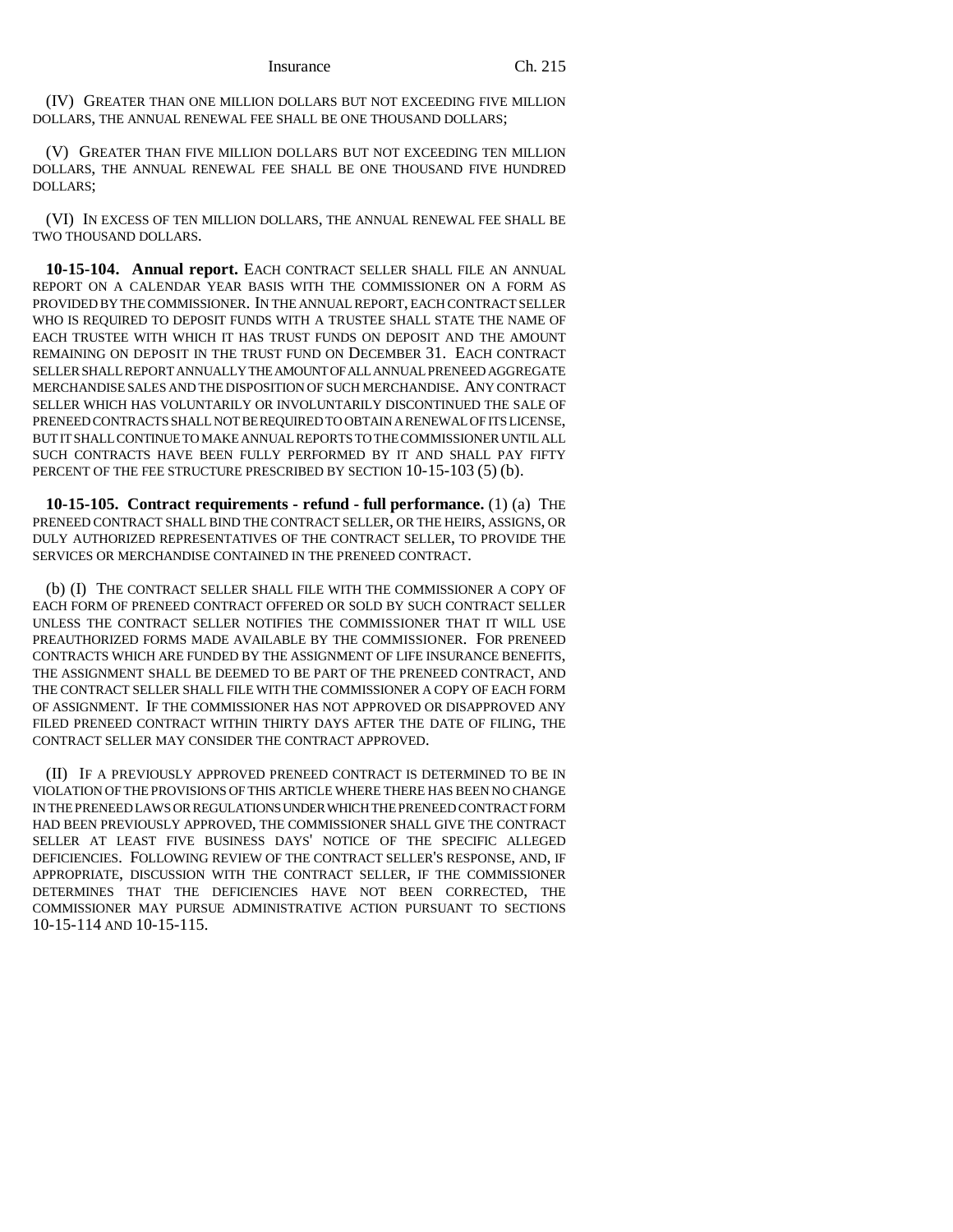(IV) GREATER THAN ONE MILLION DOLLARS BUT NOT EXCEEDING FIVE MILLION DOLLARS, THE ANNUAL RENEWAL FEE SHALL BE ONE THOUSAND DOLLARS;

(V) GREATER THAN FIVE MILLION DOLLARS BUT NOT EXCEEDING TEN MILLION DOLLARS, THE ANNUAL RENEWAL FEE SHALL BE ONE THOUSAND FIVE HUNDRED DOLLARS;

(VI) IN EXCESS OF TEN MILLION DOLLARS, THE ANNUAL RENEWAL FEE SHALL BE TWO THOUSAND DOLLARS.

**10-15-104. Annual report.** EACH CONTRACT SELLER SHALL FILE AN ANNUAL REPORT ON A CALENDAR YEAR BASIS WITH THE COMMISSIONER ON A FORM AS PROVIDED BY THE COMMISSIONER. IN THE ANNUAL REPORT, EACH CONTRACT SELLER WHO IS REQUIRED TO DEPOSIT FUNDS WITH A TRUSTEE SHALL STATE THE NAME OF EACH TRUSTEE WITH WHICH IT HAS TRUST FUNDS ON DEPOSIT AND THE AMOUNT REMAINING ON DEPOSIT IN THE TRUST FUND ON DECEMBER 31. EACH CONTRACT SELLER SHALL REPORT ANNUALLY THE AMOUNT OF ALL ANNUAL PRENEED AGGREGATE MERCHANDISE SALES AND THE DISPOSITION OF SUCH MERCHANDISE. ANY CONTRACT SELLER WHICH HAS VOLUNTARILY OR INVOLUNTARILY DISCONTINUED THE SALE OF PRENEED CONTRACTS SHALL NOT BE REQUIRED TO OBTAIN A RENEWAL OF ITS LICENSE, BUT IT SHALL CONTINUE TO MAKE ANNUAL REPORTS TO THE COMMISSIONER UNTIL ALL SUCH CONTRACTS HAVE BEEN FULLY PERFORMED BY IT AND SHALL PAY FIFTY PERCENT OF THE FEE STRUCTURE PRESCRIBED BY SECTION 10-15-103 (5) (b).

**10-15-105. Contract requirements - refund - full performance.** (1) (a) THE PRENEED CONTRACT SHALL BIND THE CONTRACT SELLER, OR THE HEIRS, ASSIGNS, OR DULY AUTHORIZED REPRESENTATIVES OF THE CONTRACT SELLER, TO PROVIDE THE SERVICES OR MERCHANDISE CONTAINED IN THE PRENEED CONTRACT.

(b) (I) THE CONTRACT SELLER SHALL FILE WITH THE COMMISSIONER A COPY OF EACH FORM OF PRENEED CONTRACT OFFERED OR SOLD BY SUCH CONTRACT SELLER UNLESS THE CONTRACT SELLER NOTIFIES THE COMMISSIONER THAT IT WILL USE PREAUTHORIZED FORMS MADE AVAILABLE BY THE COMMISSIONER. FOR PRENEED CONTRACTS WHICH ARE FUNDED BY THE ASSIGNMENT OF LIFE INSURANCE BENEFITS, THE ASSIGNMENT SHALL BE DEEMED TO BE PART OF THE PRENEED CONTRACT, AND THE CONTRACT SELLER SHALL FILE WITH THE COMMISSIONER A COPY OF EACH FORM OF ASSIGNMENT. IF THE COMMISSIONER HAS NOT APPROVED OR DISAPPROVED ANY FILED PRENEED CONTRACT WITHIN THIRTY DAYS AFTER THE DATE OF FILING, THE CONTRACT SELLER MAY CONSIDER THE CONTRACT APPROVED.

(II) IF A PREVIOUSLY APPROVED PRENEED CONTRACT IS DETERMINED TO BE IN VIOLATION OF THE PROVISIONS OF THIS ARTICLE WHERE THERE HAS BEEN NO CHANGE IN THE PRENEED LAWS OR REGULATIONS UNDER WHICH THE PRENEED CONTRACT FORM HAD BEEN PREVIOUSLY APPROVED, THE COMMISSIONER SHALL GIVE THE CONTRACT SELLER AT LEAST FIVE BUSINESS DAYS' NOTICE OF THE SPECIFIC ALLEGED DEFICIENCIES. FOLLOWING REVIEW OF THE CONTRACT SELLER'S RESPONSE, AND, IF APPROPRIATE, DISCUSSION WITH THE CONTRACT SELLER, IF THE COMMISSIONER DETERMINES THAT THE DEFICIENCIES HAVE NOT BEEN CORRECTED, THE COMMISSIONER MAY PURSUE ADMINISTRATIVE ACTION PURSUANT TO SECTIONS 10-15-114 AND 10-15-115.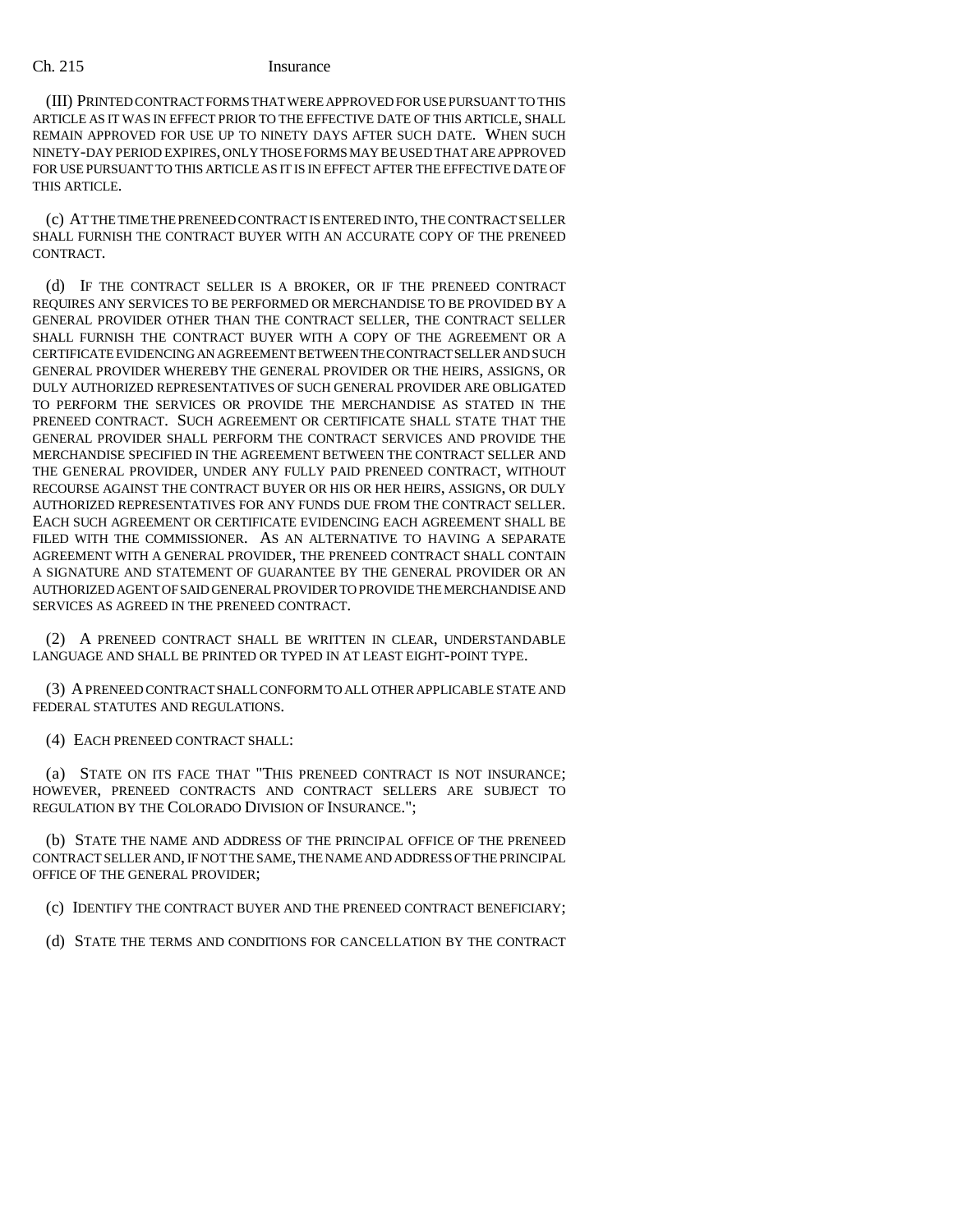(III) PRINTED CONTRACT FORMS THAT WERE APPROVED FOR USE PURSUANT TO THIS ARTICLE AS IT WAS IN EFFECT PRIOR TO THE EFFECTIVE DATE OF THIS ARTICLE, SHALL REMAIN APPROVED FOR USE UP TO NINETY DAYS AFTER SUCH DATE. WHEN SUCH NINETY-DAY PERIOD EXPIRES, ONLY THOSE FORMS MAY BE USED THAT ARE APPROVED FOR USE PURSUANT TO THIS ARTICLE AS IT IS IN EFFECT AFTER THE EFFECTIVE DATE OF THIS ARTICLE.

(c) AT THE TIME THE PRENEED CONTRACT IS ENTERED INTO, THE CONTRACT SELLER SHALL FURNISH THE CONTRACT BUYER WITH AN ACCURATE COPY OF THE PRENEED CONTRACT.

(d) IF THE CONTRACT SELLER IS A BROKER, OR IF THE PRENEED CONTRACT REQUIRES ANY SERVICES TO BE PERFORMED OR MERCHANDISE TO BE PROVIDED BY A GENERAL PROVIDER OTHER THAN THE CONTRACT SELLER, THE CONTRACT SELLER SHALL FURNISH THE CONTRACT BUYER WITH A COPY OF THE AGREEMENT OR A CERTIFICATE EVIDENCING AN AGREEMENT BETWEEN THE CONTRACT SELLER AND SUCH GENERAL PROVIDER WHEREBY THE GENERAL PROVIDER OR THE HEIRS, ASSIGNS, OR DULY AUTHORIZED REPRESENTATIVES OF SUCH GENERAL PROVIDER ARE OBLIGATED TO PERFORM THE SERVICES OR PROVIDE THE MERCHANDISE AS STATED IN THE PRENEED CONTRACT. SUCH AGREEMENT OR CERTIFICATE SHALL STATE THAT THE GENERAL PROVIDER SHALL PERFORM THE CONTRACT SERVICES AND PROVIDE THE MERCHANDISE SPECIFIED IN THE AGREEMENT BETWEEN THE CONTRACT SELLER AND THE GENERAL PROVIDER, UNDER ANY FULLY PAID PRENEED CONTRACT, WITHOUT RECOURSE AGAINST THE CONTRACT BUYER OR HIS OR HER HEIRS, ASSIGNS, OR DULY AUTHORIZED REPRESENTATIVES FOR ANY FUNDS DUE FROM THE CONTRACT SELLER. EACH SUCH AGREEMENT OR CERTIFICATE EVIDENCING EACH AGREEMENT SHALL BE FILED WITH THE COMMISSIONER. AS AN ALTERNATIVE TO HAVING A SEPARATE AGREEMENT WITH A GENERAL PROVIDER, THE PRENEED CONTRACT SHALL CONTAIN A SIGNATURE AND STATEMENT OF GUARANTEE BY THE GENERAL PROVIDER OR AN AUTHORIZED AGENT OF SAID GENERAL PROVIDER TO PROVIDE THE MERCHANDISE AND SERVICES AS AGREED IN THE PRENEED CONTRACT.

(2) A PRENEED CONTRACT SHALL BE WRITTEN IN CLEAR, UNDERSTANDABLE LANGUAGE AND SHALL BE PRINTED OR TYPED IN AT LEAST EIGHT-POINT TYPE.

(3) A PRENEED CONTRACT SHALL CONFORM TO ALL OTHER APPLICABLE STATE AND FEDERAL STATUTES AND REGULATIONS.

(4) EACH PRENEED CONTRACT SHALL:

(a) STATE ON ITS FACE THAT "THIS PRENEED CONTRACT IS NOT INSURANCE; HOWEVER, PRENEED CONTRACTS AND CONTRACT SELLERS ARE SUBJECT TO REGULATION BY THE COLORADO DIVISION OF INSURANCE.";

(b) STATE THE NAME AND ADDRESS OF THE PRINCIPAL OFFICE OF THE PRENEED CONTRACT SELLER AND, IF NOT THE SAME, THE NAME AND ADDRESS OF THE PRINCIPAL OFFICE OF THE GENERAL PROVIDER;

(c) IDENTIFY THE CONTRACT BUYER AND THE PRENEED CONTRACT BENEFICIARY;

(d) STATE THE TERMS AND CONDITIONS FOR CANCELLATION BY THE CONTRACT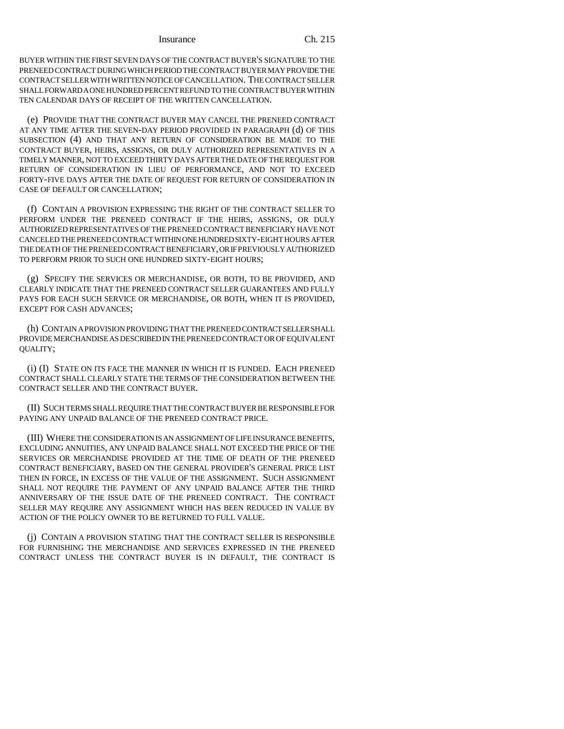BUYER WITHIN THE FIRST SEVEN DAYS OF THE CONTRACT BUYER'S SIGNATURE TO THE PRENEED CONTRACT DURING WHICH PERIOD THE CONTRACT BUYER MAY PROVIDE THE CONTRACT SELLER WITH WRITTEN NOTICE OF CANCELLATION. THE CONTRACT SELLER SHALL FORWARD A ONE HUNDRED PERCENT REFUND TO THE CONTRACT BUYER WITHIN TEN CALENDAR DAYS OF RECEIPT OF THE WRITTEN CANCELLATION.

(e) PROVIDE THAT THE CONTRACT BUYER MAY CANCEL THE PRENEED CONTRACT AT ANY TIME AFTER THE SEVEN-DAY PERIOD PROVIDED IN PARAGRAPH (d) OF THIS SUBSECTION (4) AND THAT ANY RETURN OF CONSIDERATION BE MADE TO THE CONTRACT BUYER, HEIRS, ASSIGNS, OR DULY AUTHORIZED REPRESENTATIVES IN A TIMELY MANNER, NOT TO EXCEED THIRTY DAYS AFTER THE DATE OF THE REQUEST FOR RETURN OF CONSIDERATION IN LIEU OF PERFORMANCE, AND NOT TO EXCEED FORTY-FIVE DAYS AFTER THE DATE OF REQUEST FOR RETURN OF CONSIDERATION IN CASE OF DEFAULT OR CANCELLATION;

(f) CONTAIN A PROVISION EXPRESSING THE RIGHT OF THE CONTRACT SELLER TO PERFORM UNDER THE PRENEED CONTRACT IF THE HEIRS, ASSIGNS, OR DULY AUTHORIZED REPRESENTATIVES OF THE PRENEED CONTRACT BENEFICIARY HAVE NOT CANCELED THE PRENEED CONTRACT WITHIN ONE HUNDRED SIXTY-EIGHT HOURS AFTER THE DEATH OF THE PRENEED CONTRACT BENEFICIARY, OR IF PREVIOUSLY AUTHORIZED TO PERFORM PRIOR TO SUCH ONE HUNDRED SIXTY-EIGHT HOURS;

(g) SPECIFY THE SERVICES OR MERCHANDISE, OR BOTH, TO BE PROVIDED, AND CLEARLY INDICATE THAT THE PRENEED CONTRACT SELLER GUARANTEES AND FULLY PAYS FOR EACH SUCH SERVICE OR MERCHANDISE, OR BOTH, WHEN IT IS PROVIDED, EXCEPT FOR CASH ADVANCES;

(h) CONTAIN A PROVISION PROVIDING THAT THE PRENEED CONTRACT SELLER SHALL PROVIDE MERCHANDISE AS DESCRIBED IN THE PRENEED CONTRACT OR OF EQUIVALENT QUALITY;

(i) (I) STATE ON ITS FACE THE MANNER IN WHICH IT IS FUNDED. EACH PRENEED CONTRACT SHALL CLEARLY STATE THE TERMS OF THE CONSIDERATION BETWEEN THE CONTRACT SELLER AND THE CONTRACT BUYER.

(II) SUCH TERMS SHALL REQUIRE THAT THE CONTRACT BUYER BE RESPONSIBLE FOR PAYING ANY UNPAID BALANCE OF THE PRENEED CONTRACT PRICE.

(III) WHERE THE CONSIDERATION IS AN ASSIGNMENT OF LIFE INSURANCE BENEFITS, EXCLUDING ANNUITIES, ANY UNPAID BALANCE SHALL NOT EXCEED THE PRICE OF THE SERVICES OR MERCHANDISE PROVIDED AT THE TIME OF DEATH OF THE PRENEED CONTRACT BENEFICIARY, BASED ON THE GENERAL PROVIDER'S GENERAL PRICE LIST THEN IN FORCE, IN EXCESS OF THE VALUE OF THE ASSIGNMENT. SUCH ASSIGNMENT SHALL NOT REQUIRE THE PAYMENT OF ANY UNPAID BALANCE AFTER THE THIRD ANNIVERSARY OF THE ISSUE DATE OF THE PRENEED CONTRACT. THE CONTRACT SELLER MAY REQUIRE ANY ASSIGNMENT WHICH HAS BEEN REDUCED IN VALUE BY ACTION OF THE POLICY OWNER TO BE RETURNED TO FULL VALUE.

(j) CONTAIN A PROVISION STATING THAT THE CONTRACT SELLER IS RESPONSIBLE FOR FURNISHING THE MERCHANDISE AND SERVICES EXPRESSED IN THE PRENEED CONTRACT UNLESS THE CONTRACT BUYER IS IN DEFAULT, THE CONTRACT IS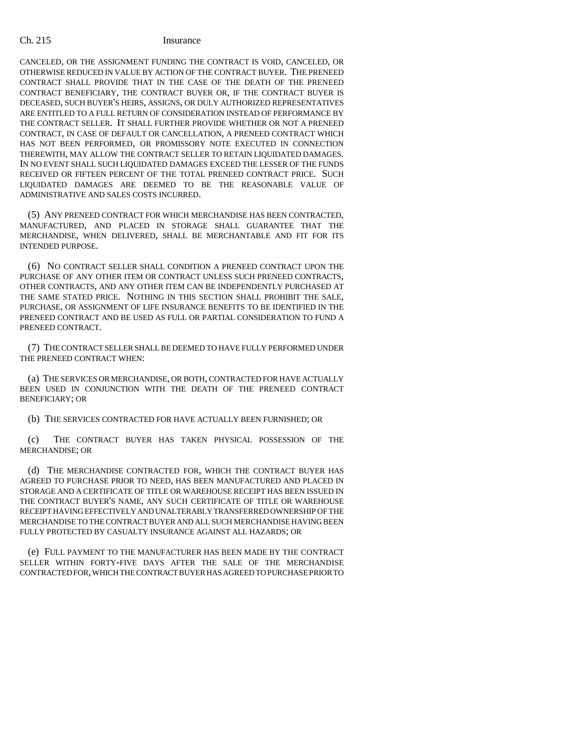CANCELED, OR THE ASSIGNMENT FUNDING THE CONTRACT IS VOID, CANCELED, OR OTHERWISE REDUCED IN VALUE BY ACTION OF THE CONTRACT BUYER. THE PRENEED CONTRACT SHALL PROVIDE THAT IN THE CASE OF THE DEATH OF THE PRENEED CONTRACT BENEFICIARY, THE CONTRACT BUYER OR, IF THE CONTRACT BUYER IS DECEASED, SUCH BUYER'S HEIRS, ASSIGNS, OR DULY AUTHORIZED REPRESENTATIVES ARE ENTITLED TO A FULL RETURN OF CONSIDERATION INSTEAD OF PERFORMANCE BY THE CONTRACT SELLER. IT SHALL FURTHER PROVIDE WHETHER OR NOT A PRENEED CONTRACT, IN CASE OF DEFAULT OR CANCELLATION, A PRENEED CONTRACT WHICH HAS NOT BEEN PERFORMED, OR PROMISSORY NOTE EXECUTED IN CONNECTION THEREWITH, MAY ALLOW THE CONTRACT SELLER TO RETAIN LIQUIDATED DAMAGES. IN NO EVENT SHALL SUCH LIQUIDATED DAMAGES EXCEED THE LESSER OF THE FUNDS RECEIVED OR FIFTEEN PERCENT OF THE TOTAL PRENEED CONTRACT PRICE. SUCH LIQUIDATED DAMAGES ARE DEEMED TO BE THE REASONABLE VALUE OF ADMINISTRATIVE AND SALES COSTS INCURRED.

(5) ANY PRENEED CONTRACT FOR WHICH MERCHANDISE HAS BEEN CONTRACTED, MANUFACTURED, AND PLACED IN STORAGE SHALL GUARANTEE THAT THE MERCHANDISE, WHEN DELIVERED, SHALL BE MERCHANTABLE AND FIT FOR ITS INTENDED PURPOSE.

(6) NO CONTRACT SELLER SHALL CONDITION A PRENEED CONTRACT UPON THE PURCHASE OF ANY OTHER ITEM OR CONTRACT UNLESS SUCH PRENEED CONTRACTS, OTHER CONTRACTS, AND ANY OTHER ITEM CAN BE INDEPENDENTLY PURCHASED AT THE SAME STATED PRICE. NOTHING IN THIS SECTION SHALL PROHIBIT THE SALE, PURCHASE, OR ASSIGNMENT OF LIFE INSURANCE BENEFITS TO BE IDENTIFIED IN THE PRENEED CONTRACT AND BE USED AS FULL OR PARTIAL CONSIDERATION TO FUND A PRENEED CONTRACT.

(7) THE CONTRACT SELLER SHALL BE DEEMED TO HAVE FULLY PERFORMED UNDER THE PRENEED CONTRACT WHEN:

(a) THE SERVICES OR MERCHANDISE, OR BOTH, CONTRACTED FOR HAVE ACTUALLY BEEN USED IN CONJUNCTION WITH THE DEATH OF THE PRENEED CONTRACT BENEFICIARY; OR

(b) THE SERVICES CONTRACTED FOR HAVE ACTUALLY BEEN FURNISHED; OR

(c) THE CONTRACT BUYER HAS TAKEN PHYSICAL POSSESSION OF THE MERCHANDISE; OR

(d) THE MERCHANDISE CONTRACTED FOR, WHICH THE CONTRACT BUYER HAS AGREED TO PURCHASE PRIOR TO NEED, HAS BEEN MANUFACTURED AND PLACED IN STORAGE AND A CERTIFICATE OF TITLE OR WAREHOUSE RECEIPT HAS BEEN ISSUED IN THE CONTRACT BUYER'S NAME, ANY SUCH CERTIFICATE OF TITLE OR WAREHOUSE RECEIPT HAVING EFFECTIVELY AND UNALTERABLY TRANSFERRED OWNERSHIP OF THE MERCHANDISE TO THE CONTRACT BUYER AND ALL SUCH MERCHANDISE HAVING BEEN FULLY PROTECTED BY CASUALTY INSURANCE AGAINST ALL HAZARDS; OR

(e) FULL PAYMENT TO THE MANUFACTURER HAS BEEN MADE BY THE CONTRACT SELLER WITHIN FORTY-FIVE DAYS AFTER THE SALE OF THE MERCHANDISE CONTRACTED FOR, WHICH THE CONTRACT BUYER HAS AGREED TO PURCHASE PRIOR TO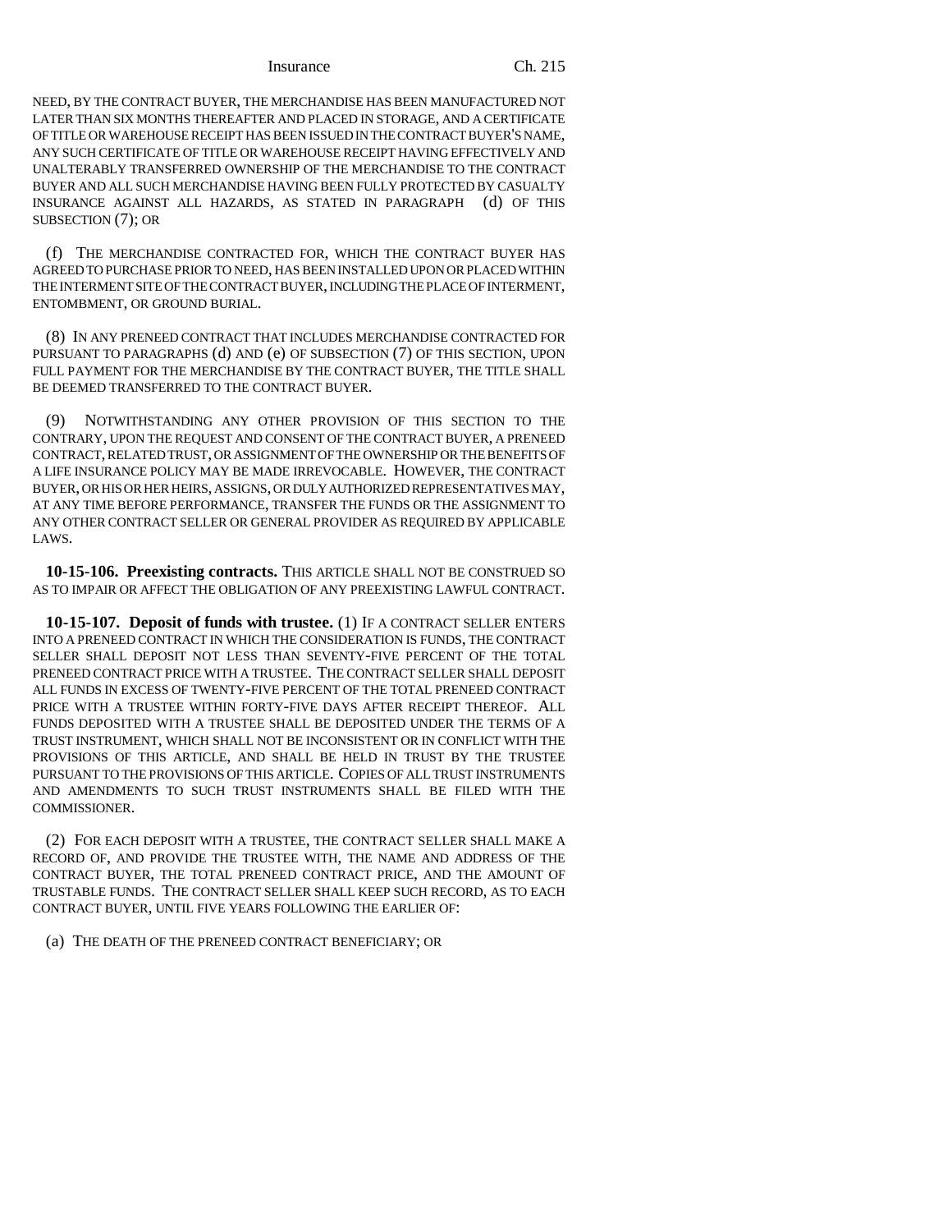NEED, BY THE CONTRACT BUYER, THE MERCHANDISE HAS BEEN MANUFACTURED NOT LATER THAN SIX MONTHS THEREAFTER AND PLACED IN STORAGE, AND A CERTIFICATE OF TITLE OR WAREHOUSE RECEIPT HAS BEEN ISSUED IN THE CONTRACT BUYER'S NAME, ANY SUCH CERTIFICATE OF TITLE OR WAREHOUSE RECEIPT HAVING EFFECTIVELY AND UNALTERABLY TRANSFERRED OWNERSHIP OF THE MERCHANDISE TO THE CONTRACT BUYER AND ALL SUCH MERCHANDISE HAVING BEEN FULLY PROTECTED BY CASUALTY INSURANCE AGAINST ALL HAZARDS, AS STATED IN PARAGRAPH (d) OF THIS SUBSECTION (7); OR

(f) THE MERCHANDISE CONTRACTED FOR, WHICH THE CONTRACT BUYER HAS AGREED TO PURCHASE PRIOR TO NEED, HAS BEEN INSTALLED UPON OR PLACED WITHIN THE INTERMENT SITE OF THE CONTRACT BUYER, INCLUDING THE PLACE OF INTERMENT, ENTOMBMENT, OR GROUND BURIAL.

(8) IN ANY PRENEED CONTRACT THAT INCLUDES MERCHANDISE CONTRACTED FOR PURSUANT TO PARAGRAPHS (d) AND (e) OF SUBSECTION (7) OF THIS SECTION, UPON FULL PAYMENT FOR THE MERCHANDISE BY THE CONTRACT BUYER, THE TITLE SHALL BE DEEMED TRANSFERRED TO THE CONTRACT BUYER.

(9) NOTWITHSTANDING ANY OTHER PROVISION OF THIS SECTION TO THE CONTRARY, UPON THE REQUEST AND CONSENT OF THE CONTRACT BUYER, A PRENEED CONTRACT, RELATED TRUST, OR ASSIGNMENT OF THE OWNERSHIP OR THE BENEFITS OF A LIFE INSURANCE POLICY MAY BE MADE IRREVOCABLE. HOWEVER, THE CONTRACT BUYER, OR HIS OR HER HEIRS, ASSIGNS, OR DULY AUTHORIZED REPRESENTATIVES MAY, AT ANY TIME BEFORE PERFORMANCE, TRANSFER THE FUNDS OR THE ASSIGNMENT TO ANY OTHER CONTRACT SELLER OR GENERAL PROVIDER AS REQUIRED BY APPLICABLE LAWS.

**10-15-106. Preexisting contracts.** THIS ARTICLE SHALL NOT BE CONSTRUED SO AS TO IMPAIR OR AFFECT THE OBLIGATION OF ANY PREEXISTING LAWFUL CONTRACT.

**10-15-107. Deposit of funds with trustee.** (1) IF A CONTRACT SELLER ENTERS INTO A PRENEED CONTRACT IN WHICH THE CONSIDERATION IS FUNDS, THE CONTRACT SELLER SHALL DEPOSIT NOT LESS THAN SEVENTY-FIVE PERCENT OF THE TOTAL PRENEED CONTRACT PRICE WITH A TRUSTEE. THE CONTRACT SELLER SHALL DEPOSIT ALL FUNDS IN EXCESS OF TWENTY-FIVE PERCENT OF THE TOTAL PRENEED CONTRACT PRICE WITH A TRUSTEE WITHIN FORTY-FIVE DAYS AFTER RECEIPT THEREOF. ALL FUNDS DEPOSITED WITH A TRUSTEE SHALL BE DEPOSITED UNDER THE TERMS OF A TRUST INSTRUMENT, WHICH SHALL NOT BE INCONSISTENT OR IN CONFLICT WITH THE PROVISIONS OF THIS ARTICLE, AND SHALL BE HELD IN TRUST BY THE TRUSTEE PURSUANT TO THE PROVISIONS OF THIS ARTICLE. COPIES OF ALL TRUST INSTRUMENTS AND AMENDMENTS TO SUCH TRUST INSTRUMENTS SHALL BE FILED WITH THE COMMISSIONER.

(2) FOR EACH DEPOSIT WITH A TRUSTEE, THE CONTRACT SELLER SHALL MAKE A RECORD OF, AND PROVIDE THE TRUSTEE WITH, THE NAME AND ADDRESS OF THE CONTRACT BUYER, THE TOTAL PRENEED CONTRACT PRICE, AND THE AMOUNT OF TRUSTABLE FUNDS. THE CONTRACT SELLER SHALL KEEP SUCH RECORD, AS TO EACH CONTRACT BUYER, UNTIL FIVE YEARS FOLLOWING THE EARLIER OF:

(a) THE DEATH OF THE PRENEED CONTRACT BENEFICIARY; OR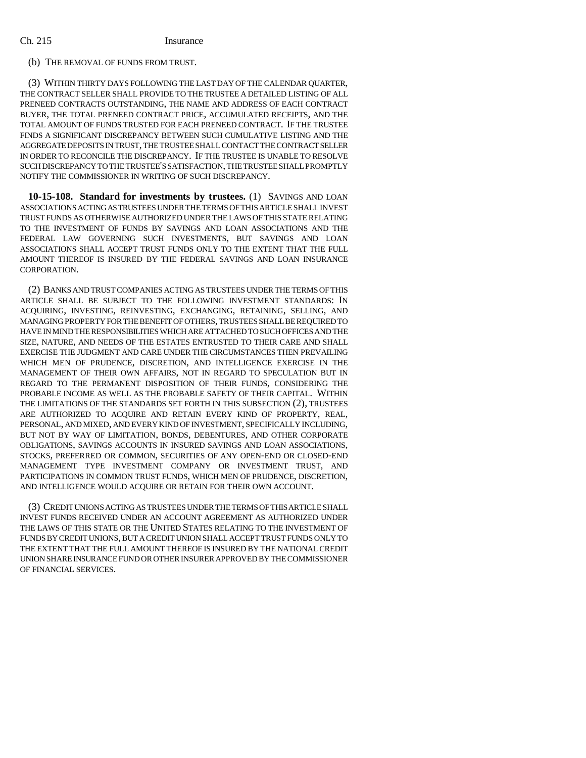(b) THE REMOVAL OF FUNDS FROM TRUST.

(3) WITHIN THIRTY DAYS FOLLOWING THE LAST DAY OF THE CALENDAR QUARTER, THE CONTRACT SELLER SHALL PROVIDE TO THE TRUSTEE A DETAILED LISTING OF ALL PRENEED CONTRACTS OUTSTANDING, THE NAME AND ADDRESS OF EACH CONTRACT BUYER, THE TOTAL PRENEED CONTRACT PRICE, ACCUMULATED RECEIPTS, AND THE TOTAL AMOUNT OF FUNDS TRUSTED FOR EACH PRENEED CONTRACT. IF THE TRUSTEE FINDS A SIGNIFICANT DISCREPANCY BETWEEN SUCH CUMULATIVE LISTING AND THE AGGREGATE DEPOSITS IN TRUST, THE TRUSTEE SHALL CONTACT THE CONTRACT SELLER IN ORDER TO RECONCILE THE DISCREPANCY. IF THE TRUSTEE IS UNABLE TO RESOLVE SUCH DISCREPANCY TO THE TRUSTEE'S SATISFACTION, THE TRUSTEE SHALL PROMPTLY NOTIFY THE COMMISSIONER IN WRITING OF SUCH DISCREPANCY.

**10-15-108. Standard for investments by trustees.** (1) SAVINGS AND LOAN ASSOCIATIONS ACTING AS TRUSTEES UNDER THE TERMS OF THIS ARTICLE SHALL INVEST TRUST FUNDS AS OTHERWISE AUTHORIZED UNDER THE LAWS OF THIS STATE RELATING TO THE INVESTMENT OF FUNDS BY SAVINGS AND LOAN ASSOCIATIONS AND THE FEDERAL LAW GOVERNING SUCH INVESTMENTS, BUT SAVINGS AND LOAN ASSOCIATIONS SHALL ACCEPT TRUST FUNDS ONLY TO THE EXTENT THAT THE FULL AMOUNT THEREOF IS INSURED BY THE FEDERAL SAVINGS AND LOAN INSURANCE CORPORATION.

(2) BANKS AND TRUST COMPANIES ACTING AS TRUSTEES UNDER THE TERMS OF THIS ARTICLE SHALL BE SUBJECT TO THE FOLLOWING INVESTMENT STANDARDS: IN ACQUIRING, INVESTING, REINVESTING, EXCHANGING, RETAINING, SELLING, AND MANAGING PROPERTY FOR THE BENEFIT OF OTHERS, TRUSTEES SHALL BE REQUIRED TO HAVE IN MIND THE RESPONSIBILITIES WHICH ARE ATTACHED TO SUCH OFFICES AND THE SIZE, NATURE, AND NEEDS OF THE ESTATES ENTRUSTED TO THEIR CARE AND SHALL EXERCISE THE JUDGMENT AND CARE UNDER THE CIRCUMSTANCES THEN PREVAILING WHICH MEN OF PRUDENCE, DISCRETION, AND INTELLIGENCE EXERCISE IN THE MANAGEMENT OF THEIR OWN AFFAIRS, NOT IN REGARD TO SPECULATION BUT IN REGARD TO THE PERMANENT DISPOSITION OF THEIR FUNDS, CONSIDERING THE PROBABLE INCOME AS WELL AS THE PROBABLE SAFETY OF THEIR CAPITAL. WITHIN THE LIMITATIONS OF THE STANDARDS SET FORTH IN THIS SUBSECTION (2), TRUSTEES ARE AUTHORIZED TO ACQUIRE AND RETAIN EVERY KIND OF PROPERTY, REAL, PERSONAL, AND MIXED, AND EVERY KIND OF INVESTMENT, SPECIFICALLY INCLUDING, BUT NOT BY WAY OF LIMITATION, BONDS, DEBENTURES, AND OTHER CORPORATE OBLIGATIONS, SAVINGS ACCOUNTS IN INSURED SAVINGS AND LOAN ASSOCIATIONS, STOCKS, PREFERRED OR COMMON, SECURITIES OF ANY OPEN-END OR CLOSED-END MANAGEMENT TYPE INVESTMENT COMPANY OR INVESTMENT TRUST, AND PARTICIPATIONS IN COMMON TRUST FUNDS, WHICH MEN OF PRUDENCE, DISCRETION, AND INTELLIGENCE WOULD ACQUIRE OR RETAIN FOR THEIR OWN ACCOUNT.

(3) CREDIT UNIONS ACTING AS TRUSTEES UNDER THE TERMS OF THIS ARTICLE SHALL INVEST FUNDS RECEIVED UNDER AN ACCOUNT AGREEMENT AS AUTHORIZED UNDER THE LAWS OF THIS STATE OR THE UNITED STATES RELATING TO THE INVESTMENT OF FUNDS BY CREDIT UNIONS, BUT A CREDIT UNION SHALL ACCEPT TRUST FUNDS ONLY TO THE EXTENT THAT THE FULL AMOUNT THEREOF IS INSURED BY THE NATIONAL CREDIT UNION SHARE INSURANCE FUND OR OTHER INSURER APPROVED BY THE COMMISSIONER OF FINANCIAL SERVICES.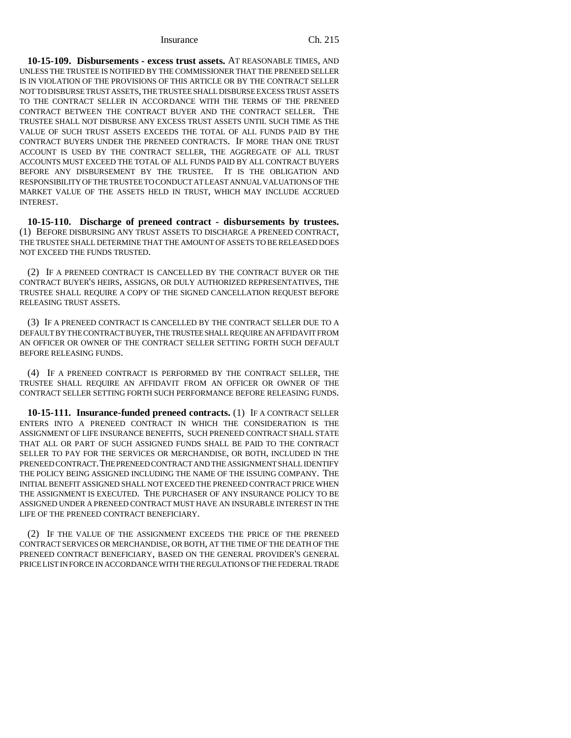**10-15-109. Disbursements - excess trust assets.** AT REASONABLE TIMES, AND UNLESS THE TRUSTEE IS NOTIFIED BY THE COMMISSIONER THAT THE PRENEED SELLER IS IN VIOLATION OF THE PROVISIONS OF THIS ARTICLE OR BY THE CONTRACT SELLER NOT TO DISBURSE TRUST ASSETS, THE TRUSTEE SHALL DISBURSE EXCESS TRUST ASSETS TO THE CONTRACT SELLER IN ACCORDANCE WITH THE TERMS OF THE PRENEED CONTRACT BETWEEN THE CONTRACT BUYER AND THE CONTRACT SELLER. THE TRUSTEE SHALL NOT DISBURSE ANY EXCESS TRUST ASSETS UNTIL SUCH TIME AS THE VALUE OF SUCH TRUST ASSETS EXCEEDS THE TOTAL OF ALL FUNDS PAID BY THE CONTRACT BUYERS UNDER THE PRENEED CONTRACTS. IF MORE THAN ONE TRUST ACCOUNT IS USED BY THE CONTRACT SELLER, THE AGGREGATE OF ALL TRUST ACCOUNTS MUST EXCEED THE TOTAL OF ALL FUNDS PAID BY ALL CONTRACT BUYERS BEFORE ANY DISBURSEMENT BY THE TRUSTEE. IT IS THE OBLIGATION AND RESPONSIBILITY OF THE TRUSTEE TO CONDUCT AT LEAST ANNUAL VALUATIONS OF THE MARKET VALUE OF THE ASSETS HELD IN TRUST, WHICH MAY INCLUDE ACCRUED INTEREST.

**10-15-110. Discharge of preneed contract - disbursements by trustees.** (1) BEFORE DISBURSING ANY TRUST ASSETS TO DISCHARGE A PRENEED CONTRACT, THE TRUSTEE SHALL DETERMINE THAT THE AMOUNT OF ASSETS TO BE RELEASED DOES NOT EXCEED THE FUNDS TRUSTED.

(2) IF A PRENEED CONTRACT IS CANCELLED BY THE CONTRACT BUYER OR THE CONTRACT BUYER'S HEIRS, ASSIGNS, OR DULY AUTHORIZED REPRESENTATIVES, THE TRUSTEE SHALL REQUIRE A COPY OF THE SIGNED CANCELLATION REQUEST BEFORE RELEASING TRUST ASSETS.

(3) IF A PRENEED CONTRACT IS CANCELLED BY THE CONTRACT SELLER DUE TO A DEFAULT BY THE CONTRACT BUYER, THE TRUSTEE SHALL REQUIRE AN AFFIDAVIT FROM AN OFFICER OR OWNER OF THE CONTRACT SELLER SETTING FORTH SUCH DEFAULT BEFORE RELEASING FUNDS.

(4) IF A PRENEED CONTRACT IS PERFORMED BY THE CONTRACT SELLER, THE TRUSTEE SHALL REQUIRE AN AFFIDAVIT FROM AN OFFICER OR OWNER OF THE CONTRACT SELLER SETTING FORTH SUCH PERFORMANCE BEFORE RELEASING FUNDS.

**10-15-111. Insurance-funded preneed contracts.** (1) IF A CONTRACT SELLER ENTERS INTO A PRENEED CONTRACT IN WHICH THE CONSIDERATION IS THE ASSIGNMENT OF LIFE INSURANCE BENEFITS, SUCH PRENEED CONTRACT SHALL STATE THAT ALL OR PART OF SUCH ASSIGNED FUNDS SHALL BE PAID TO THE CONTRACT SELLER TO PAY FOR THE SERVICES OR MERCHANDISE, OR BOTH, INCLUDED IN THE PRENEED CONTRACT. THE PRENEED CONTRACT AND THE ASSIGNMENT SHALL IDENTIFY THE POLICY BEING ASSIGNED INCLUDING THE NAME OF THE ISSUING COMPANY. THE INITIAL BENEFIT ASSIGNED SHALL NOT EXCEED THE PRENEED CONTRACT PRICE WHEN THE ASSIGNMENT IS EXECUTED. THE PURCHASER OF ANY INSURANCE POLICY TO BE ASSIGNED UNDER A PRENEED CONTRACT MUST HAVE AN INSURABLE INTEREST IN THE LIFE OF THE PRENEED CONTRACT BENEFICIARY.

(2) IF THE VALUE OF THE ASSIGNMENT EXCEEDS THE PRICE OF THE PRENEED CONTRACT SERVICES OR MERCHANDISE, OR BOTH, AT THE TIME OF THE DEATH OF THE PRENEED CONTRACT BENEFICIARY, BASED ON THE GENERAL PROVIDER'S GENERAL PRICE LIST IN FORCE IN ACCORDANCE WITH THE REGULATIONS OF THE FEDERAL TRADE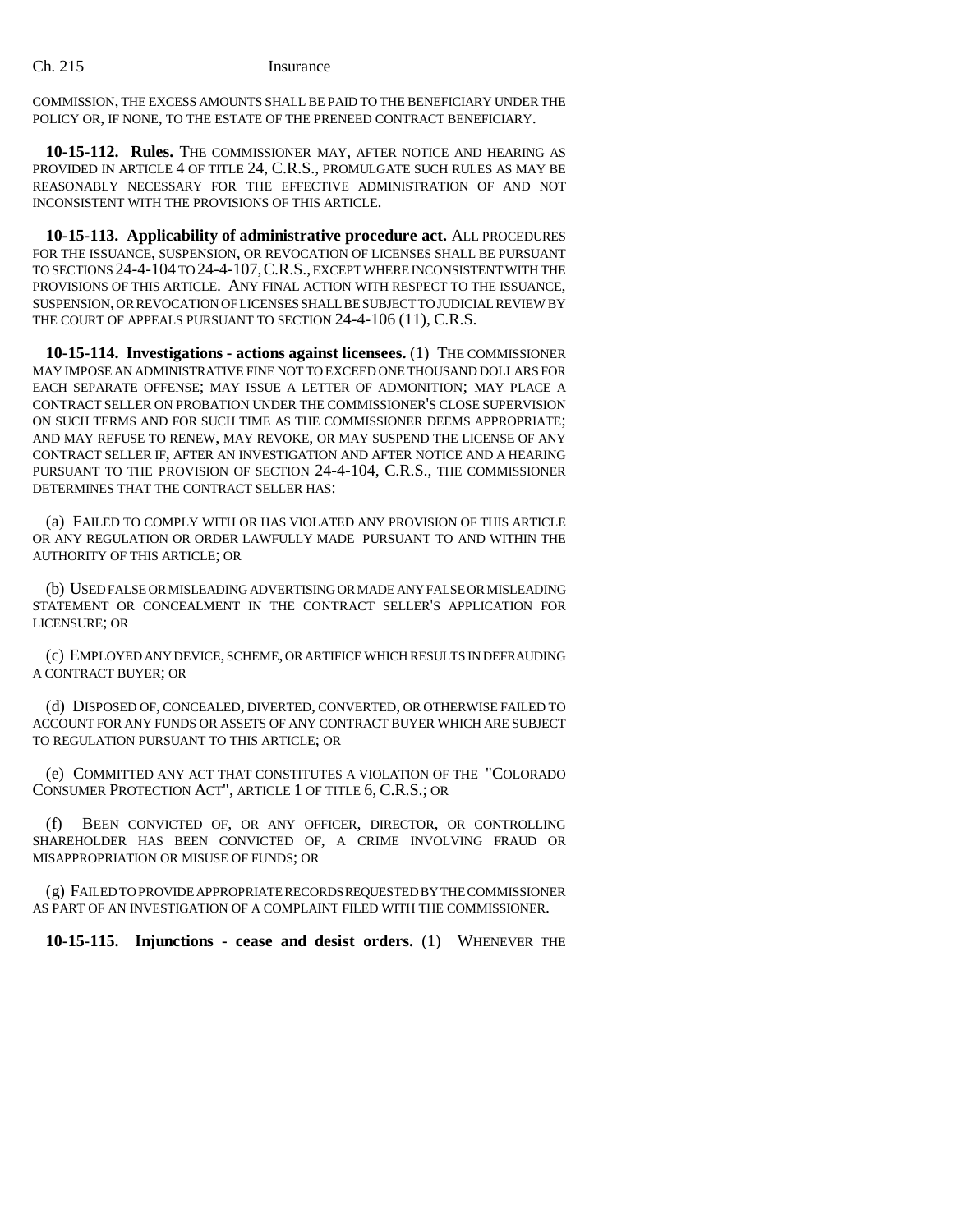COMMISSION, THE EXCESS AMOUNTS SHALL BE PAID TO THE BENEFICIARY UNDER THE POLICY OR, IF NONE, TO THE ESTATE OF THE PRENEED CONTRACT BENEFICIARY.

**10-15-112. Rules.** THE COMMISSIONER MAY, AFTER NOTICE AND HEARING AS PROVIDED IN ARTICLE 4 OF TITLE 24, C.R.S., PROMULGATE SUCH RULES AS MAY BE REASONABLY NECESSARY FOR THE EFFECTIVE ADMINISTRATION OF AND NOT INCONSISTENT WITH THE PROVISIONS OF THIS ARTICLE.

**10-15-113. Applicability of administrative procedure act.** ALL PROCEDURES FOR THE ISSUANCE, SUSPENSION, OR REVOCATION OF LICENSES SHALL BE PURSUANT TO SECTIONS 24-4-104 TO 24-4-107, C.R.S., EXCEPT WHERE INCONSISTENT WITH THE PROVISIONS OF THIS ARTICLE. ANY FINAL ACTION WITH RESPECT TO THE ISSUANCE, SUSPENSION, OR REVOCATION OF LICENSES SHALL BE SUBJECT TO JUDICIAL REVIEW BY THE COURT OF APPEALS PURSUANT TO SECTION 24-4-106 (11), C.R.S.

**10-15-114. Investigations - actions against licensees.** (1) THE COMMISSIONER MAY IMPOSE AN ADMINISTRATIVE FINE NOT TO EXCEED ONE THOUSAND DOLLARS FOR EACH SEPARATE OFFENSE; MAY ISSUE A LETTER OF ADMONITION; MAY PLACE A CONTRACT SELLER ON PROBATION UNDER THE COMMISSIONER'S CLOSE SUPERVISION ON SUCH TERMS AND FOR SUCH TIME AS THE COMMISSIONER DEEMS APPROPRIATE; AND MAY REFUSE TO RENEW, MAY REVOKE, OR MAY SUSPEND THE LICENSE OF ANY CONTRACT SELLER IF, AFTER AN INVESTIGATION AND AFTER NOTICE AND A HEARING PURSUANT TO THE PROVISION OF SECTION 24-4-104, C.R.S., THE COMMISSIONER DETERMINES THAT THE CONTRACT SELLER HAS:

(a) FAILED TO COMPLY WITH OR HAS VIOLATED ANY PROVISION OF THIS ARTICLE OR ANY REGULATION OR ORDER LAWFULLY MADE PURSUANT TO AND WITHIN THE AUTHORITY OF THIS ARTICLE; OR

(b) USED FALSE OR MISLEADING ADVERTISING OR MADE ANY FALSE OR MISLEADING STATEMENT OR CONCEALMENT IN THE CONTRACT SELLER'S APPLICATION FOR LICENSURE; OR

(c) EMPLOYED ANY DEVICE, SCHEME, OR ARTIFICE WHICH RESULTS IN DEFRAUDING A CONTRACT BUYER; OR

(d) DISPOSED OF, CONCEALED, DIVERTED, CONVERTED, OR OTHERWISE FAILED TO ACCOUNT FOR ANY FUNDS OR ASSETS OF ANY CONTRACT BUYER WHICH ARE SUBJECT TO REGULATION PURSUANT TO THIS ARTICLE; OR

(e) COMMITTED ANY ACT THAT CONSTITUTES A VIOLATION OF THE "COLORADO CONSUMER PROTECTION ACT", ARTICLE 1 OF TITLE 6, C.R.S.; OR

(f) BEEN CONVICTED OF, OR ANY OFFICER, DIRECTOR, OR CONTROLLING SHAREHOLDER HAS BEEN CONVICTED OF, A CRIME INVOLVING FRAUD OR MISAPPROPRIATION OR MISUSE OF FUNDS; OR

(g) FAILED TO PROVIDE APPROPRIATE RECORDS REQUESTED BY THE COMMISSIONER AS PART OF AN INVESTIGATION OF A COMPLAINT FILED WITH THE COMMISSIONER.

**10-15-115. Injunctions - cease and desist orders.** (1) WHENEVER THE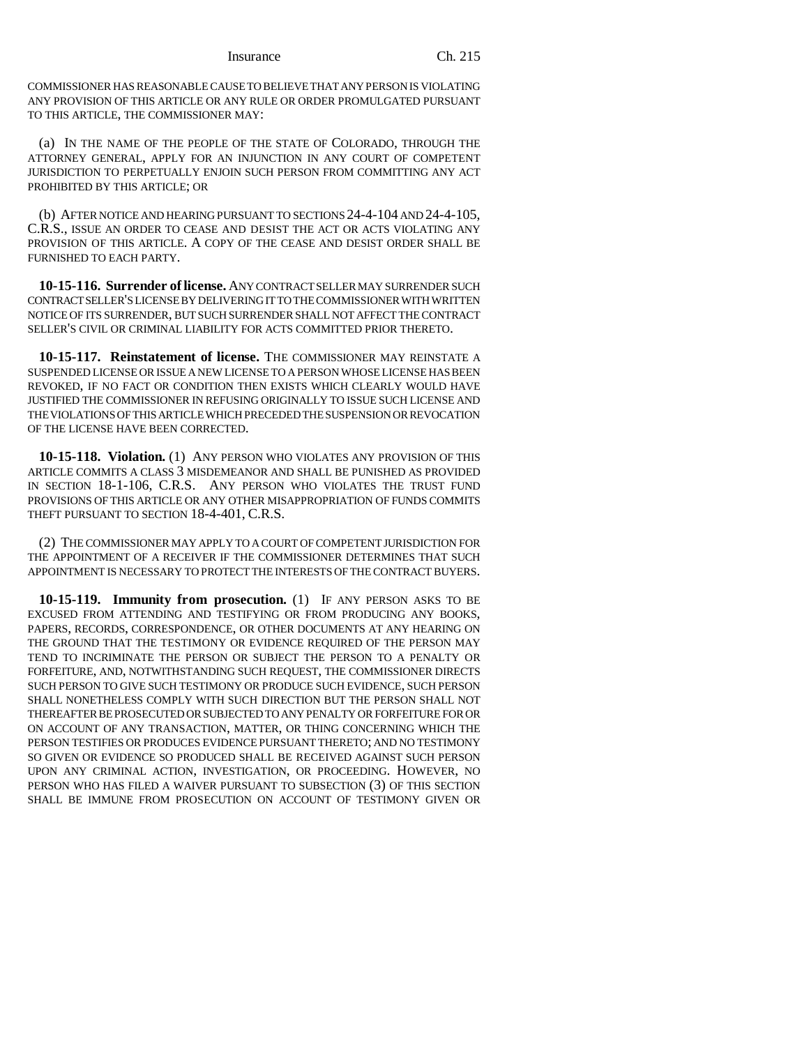COMMISSIONER HAS REASONABLE CAUSE TO BELIEVE THAT ANY PERSON IS VIOLATING ANY PROVISION OF THIS ARTICLE OR ANY RULE OR ORDER PROMULGATED PURSUANT TO THIS ARTICLE, THE COMMISSIONER MAY:

(a) IN THE NAME OF THE PEOPLE OF THE STATE OF COLORADO, THROUGH THE ATTORNEY GENERAL, APPLY FOR AN INJUNCTION IN ANY COURT OF COMPETENT JURISDICTION TO PERPETUALLY ENJOIN SUCH PERSON FROM COMMITTING ANY ACT PROHIBITED BY THIS ARTICLE; OR

(b) AFTER NOTICE AND HEARING PURSUANT TO SECTIONS 24-4-104 AND 24-4-105, C.R.S., ISSUE AN ORDER TO CEASE AND DESIST THE ACT OR ACTS VIOLATING ANY PROVISION OF THIS ARTICLE. A COPY OF THE CEASE AND DESIST ORDER SHALL BE FURNISHED TO EACH PARTY.

**10-15-116. Surrender of license.** ANY CONTRACT SELLER MAY SURRENDER SUCH CONTRACT SELLER'S LICENSE BY DELIVERING IT TO THE COMMISSIONER WITH WRITTEN NOTICE OF ITS SURRENDER, BUT SUCH SURRENDER SHALL NOT AFFECT THE CONTRACT SELLER'S CIVIL OR CRIMINAL LIABILITY FOR ACTS COMMITTED PRIOR THERETO.

**10-15-117. Reinstatement of license.** THE COMMISSIONER MAY REINSTATE A SUSPENDED LICENSE OR ISSUE A NEW LICENSE TO A PERSON WHOSE LICENSE HAS BEEN REVOKED, IF NO FACT OR CONDITION THEN EXISTS WHICH CLEARLY WOULD HAVE JUSTIFIED THE COMMISSIONER IN REFUSING ORIGINALLY TO ISSUE SUCH LICENSE AND THE VIOLATIONS OF THIS ARTICLE WHICH PRECEDED THE SUSPENSION OR REVOCATION OF THE LICENSE HAVE BEEN CORRECTED.

**10-15-118. Violation.** (1) ANY PERSON WHO VIOLATES ANY PROVISION OF THIS ARTICLE COMMITS A CLASS 3 MISDEMEANOR AND SHALL BE PUNISHED AS PROVIDED IN SECTION 18-1-106, C.R.S. ANY PERSON WHO VIOLATES THE TRUST FUND PROVISIONS OF THIS ARTICLE OR ANY OTHER MISAPPROPRIATION OF FUNDS COMMITS THEFT PURSUANT TO SECTION 18-4-401, C.R.S.

(2) THE COMMISSIONER MAY APPLY TO A COURT OF COMPETENT JURISDICTION FOR THE APPOINTMENT OF A RECEIVER IF THE COMMISSIONER DETERMINES THAT SUCH APPOINTMENT IS NECESSARY TO PROTECT THE INTERESTS OF THE CONTRACT BUYERS.

**10-15-119. Immunity from prosecution.** (1) IF ANY PERSON ASKS TO BE EXCUSED FROM ATTENDING AND TESTIFYING OR FROM PRODUCING ANY BOOKS, PAPERS, RECORDS, CORRESPONDENCE, OR OTHER DOCUMENTS AT ANY HEARING ON THE GROUND THAT THE TESTIMONY OR EVIDENCE REQUIRED OF THE PERSON MAY TEND TO INCRIMINATE THE PERSON OR SUBJECT THE PERSON TO A PENALTY OR FORFEITURE, AND, NOTWITHSTANDING SUCH REQUEST, THE COMMISSIONER DIRECTS SUCH PERSON TO GIVE SUCH TESTIMONY OR PRODUCE SUCH EVIDENCE, SUCH PERSON SHALL NONETHELESS COMPLY WITH SUCH DIRECTION BUT THE PERSON SHALL NOT THEREAFTER BE PROSECUTED OR SUBJECTED TO ANY PENALTY OR FORFEITURE FOR OR ON ACCOUNT OF ANY TRANSACTION, MATTER, OR THING CONCERNING WHICH THE PERSON TESTIFIES OR PRODUCES EVIDENCE PURSUANT THERETO; AND NO TESTIMONY SO GIVEN OR EVIDENCE SO PRODUCED SHALL BE RECEIVED AGAINST SUCH PERSON UPON ANY CRIMINAL ACTION, INVESTIGATION, OR PROCEEDING. HOWEVER, NO PERSON WHO HAS FILED A WAIVER PURSUANT TO SUBSECTION (3) OF THIS SECTION SHALL BE IMMUNE FROM PROSECUTION ON ACCOUNT OF TESTIMONY GIVEN OR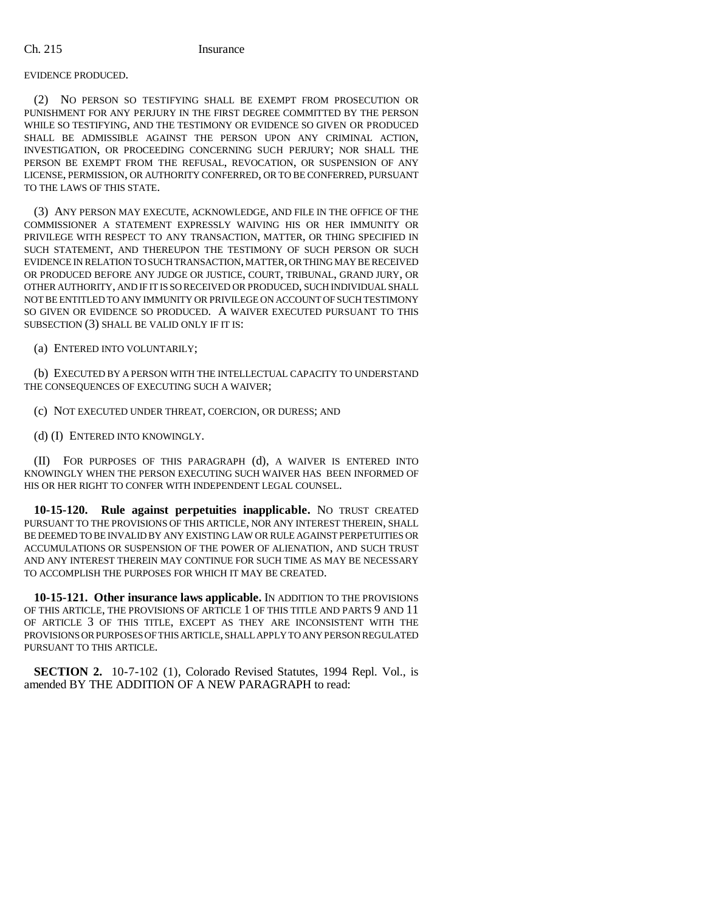EVIDENCE PRODUCED.

(2) NO PERSON SO TESTIFYING SHALL BE EXEMPT FROM PROSECUTION OR PUNISHMENT FOR ANY PERJURY IN THE FIRST DEGREE COMMITTED BY THE PERSON WHILE SO TESTIFYING, AND THE TESTIMONY OR EVIDENCE SO GIVEN OR PRODUCED SHALL BE ADMISSIBLE AGAINST THE PERSON UPON ANY CRIMINAL ACTION, INVESTIGATION, OR PROCEEDING CONCERNING SUCH PERJURY; NOR SHALL THE PERSON BE EXEMPT FROM THE REFUSAL, REVOCATION, OR SUSPENSION OF ANY LICENSE, PERMISSION, OR AUTHORITY CONFERRED, OR TO BE CONFERRED, PURSUANT TO THE LAWS OF THIS STATE.

(3) ANY PERSON MAY EXECUTE, ACKNOWLEDGE, AND FILE IN THE OFFICE OF THE COMMISSIONER A STATEMENT EXPRESSLY WAIVING HIS OR HER IMMUNITY OR PRIVILEGE WITH RESPECT TO ANY TRANSACTION, MATTER, OR THING SPECIFIED IN SUCH STATEMENT, AND THEREUPON THE TESTIMONY OF SUCH PERSON OR SUCH EVIDENCE IN RELATION TO SUCH TRANSACTION, MATTER, OR THING MAY BE RECEIVED OR PRODUCED BEFORE ANY JUDGE OR JUSTICE, COURT, TRIBUNAL, GRAND JURY, OR OTHER AUTHORITY, AND IF IT IS SO RECEIVED OR PRODUCED, SUCH INDIVIDUAL SHALL NOT BE ENTITLED TO ANY IMMUNITY OR PRIVILEGE ON ACCOUNT OF SUCH TESTIMONY SO GIVEN OR EVIDENCE SO PRODUCED. A WAIVER EXECUTED PURSUANT TO THIS SUBSECTION (3) SHALL BE VALID ONLY IF IT IS:

(a) ENTERED INTO VOLUNTARILY;

(b) EXECUTED BY A PERSON WITH THE INTELLECTUAL CAPACITY TO UNDERSTAND THE CONSEQUENCES OF EXECUTING SUCH A WAIVER;

(c) NOT EXECUTED UNDER THREAT, COERCION, OR DURESS; AND

(d) (I) ENTERED INTO KNOWINGLY.

(II) FOR PURPOSES OF THIS PARAGRAPH (d), A WAIVER IS ENTERED INTO KNOWINGLY WHEN THE PERSON EXECUTING SUCH WAIVER HAS BEEN INFORMED OF HIS OR HER RIGHT TO CONFER WITH INDEPENDENT LEGAL COUNSEL.

**10-15-120. Rule against perpetuities inapplicable.** NO TRUST CREATED PURSUANT TO THE PROVISIONS OF THIS ARTICLE, NOR ANY INTEREST THEREIN, SHALL BE DEEMED TO BE INVALID BY ANY EXISTING LAW OR RULE AGAINST PERPETUITIES OR ACCUMULATIONS OR SUSPENSION OF THE POWER OF ALIENATION, AND SUCH TRUST AND ANY INTEREST THEREIN MAY CONTINUE FOR SUCH TIME AS MAY BE NECESSARY TO ACCOMPLISH THE PURPOSES FOR WHICH IT MAY BE CREATED.

**10-15-121. Other insurance laws applicable.** IN ADDITION TO THE PROVISIONS OF THIS ARTICLE, THE PROVISIONS OF ARTICLE 1 OF THIS TITLE AND PARTS 9 AND 11 OF ARTICLE 3 OF THIS TITLE, EXCEPT AS THEY ARE INCONSISTENT WITH THE PROVISIONS OR PURPOSES OF THIS ARTICLE, SHALL APPLY TO ANY PERSON REGULATED PURSUANT TO THIS ARTICLE.

**SECTION 2.** 10-7-102 (1), Colorado Revised Statutes, 1994 Repl. Vol., is amended BY THE ADDITION OF A NEW PARAGRAPH to read: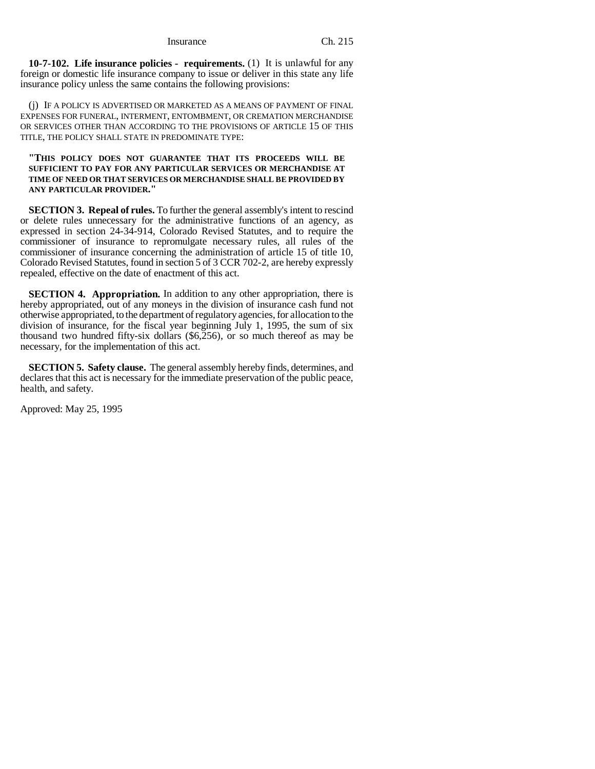**10-7-102. Life insurance policies - requirements.** (1) It is unlawful for any foreign or domestic life insurance company to issue or deliver in this state any life insurance policy unless the same contains the following provisions:

(j) IF A POLICY IS ADVERTISED OR MARKETED AS A MEANS OF PAYMENT OF FINAL EXPENSES FOR FUNERAL, INTERMENT, ENTOMBMENT, OR CREMATION MERCHANDISE OR SERVICES OTHER THAN ACCORDING TO THE PROVISIONS OF ARTICLE 15 OF THIS TITLE, THE POLICY SHALL STATE IN PREDOMINATE TYPE:

**"THIS POLICY DOES NOT GUARANTEE THAT ITS PROCEEDS WILL BE SUFFICIENT TO PAY FOR ANY PARTICULAR SERVICES OR MERCHANDISE AT TIME OF NEED OR THAT SERVICES OR MERCHANDISE SHALL BE PROVIDED BY ANY PARTICULAR PROVIDER."**

**SECTION 3. Repeal of rules.** To further the general assembly's intent to rescind or delete rules unnecessary for the administrative functions of an agency, as expressed in section 24-34-914, Colorado Revised Statutes, and to require the commissioner of insurance to repromulgate necessary rules, all rules of the commissioner of insurance concerning the administration of article 15 of title 10, Colorado Revised Statutes, found in section 5 of 3 CCR 702-2, are hereby expressly repealed, effective on the date of enactment of this act.

**SECTION 4. Appropriation.** In addition to any other appropriation, there is hereby appropriated, out of any moneys in the division of insurance cash fund not otherwise appropriated, to the department of regulatory agencies, for allocation to the division of insurance, for the fiscal year beginning July 1, 1995, the sum of six thousand two hundred fifty-six dollars ($6,256), or so much thereof as may be necessary, for the implementation of this act.

**SECTION 5. Safety clause.** The general assembly hereby finds, determines, and declares that this act is necessary for the immediate preservation of the public peace, health, and safety.

Approved: May 25, 1995